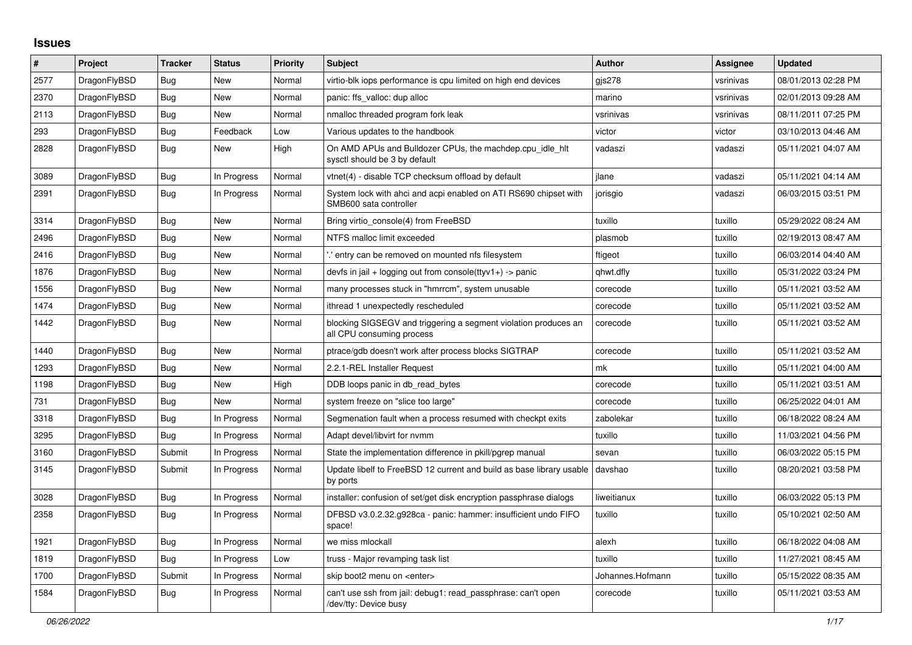# Issues

| # | Project | Tracker | Status | Priority | Subject | Author | Assignee | Updated |
|---|---|---|---|---|---|---|---|---|
| 2577 | DragonFlyBSD | Bug | New | Normal | virtio-blk iops performance is cpu limited on high end devices | gjs278 | vsrinivas | 08/01/2013 02:28 PM |
| 2370 | DragonFlyBSD | Bug | New | Normal | panic: ffs_valloc: dup alloc | marino | vsrinivas | 02/01/2013 09:28 AM |
| 2113 | DragonFlyBSD | Bug | New | Normal | nmalloc threaded program fork leak | vsrinivas | vsrinivas | 08/11/2011 07:25 PM |
| 293 | DragonFlyBSD | Bug | Feedback | Low | Various updates to the handbook | victor | victor | 03/10/2013 04:46 AM |
| 2828 | DragonFlyBSD | Bug | New | High | On AMD APUs and Bulldozer CPUs, the machdep.cpu_idle_hlt sysctl should be 3 by default | vadaszi | vadaszi | 05/11/2021 04:07 AM |
| 3089 | DragonFlyBSD | Bug | In Progress | Normal | vtnet(4) - disable TCP checksum offload by default | jlane | vadaszi | 05/11/2021 04:14 AM |
| 2391 | DragonFlyBSD | Bug | In Progress | Normal | System lock with ahci and acpi enabled on ATI RS690 chipset with SMB600 sata controller | jorisgio | vadaszi | 06/03/2015 03:51 PM |
| 3314 | DragonFlyBSD | Bug | New | Normal | Bring virtio_console(4) from FreeBSD | tuxillo | tuxillo | 05/29/2022 08:24 AM |
| 2496 | DragonFlyBSD | Bug | New | Normal | NTFS malloc limit exceeded | plasmob | tuxillo | 02/19/2013 08:47 AM |
| 2416 | DragonFlyBSD | Bug | New | Normal | '.' entry can be removed on mounted nfs filesystem | ftigeot | tuxillo | 06/03/2014 04:40 AM |
| 1876 | DragonFlyBSD | Bug | New | Normal | devfs in jail + logging out from console(ttyv1+) -> panic | qhwt.dfly | tuxillo | 05/31/2022 03:24 PM |
| 1556 | DragonFlyBSD | Bug | New | Normal | many processes stuck in "hmrrcm", system unusable | corecode | tuxillo | 05/11/2021 03:52 AM |
| 1474 | DragonFlyBSD | Bug | New | Normal | ithread 1 unexpectedly rescheduled | corecode | tuxillo | 05/11/2021 03:52 AM |
| 1442 | DragonFlyBSD | Bug | New | Normal | blocking SIGSEGV and triggering a segment violation produces an all CPU consuming process | corecode | tuxillo | 05/11/2021 03:52 AM |
| 1440 | DragonFlyBSD | Bug | New | Normal | ptrace/gdb doesn't work after process blocks SIGTRAP | corecode | tuxillo | 05/11/2021 03:52 AM |
| 1293 | DragonFlyBSD | Bug | New | Normal | 2.2.1-REL Installer Request | mk | tuxillo | 05/11/2021 04:00 AM |
| 1198 | DragonFlyBSD | Bug | New | High | DDB loops panic in db_read_bytes | corecode | tuxillo | 05/11/2021 03:51 AM |
| 731 | DragonFlyBSD | Bug | New | Normal | system freeze on "slice too large" | corecode | tuxillo | 06/25/2022 04:01 AM |
| 3318 | DragonFlyBSD | Bug | In Progress | Normal | Segmenation fault when a process resumed with checkpt exits | zabolekar | tuxillo | 06/18/2022 08:24 AM |
| 3295 | DragonFlyBSD | Bug | In Progress | Normal | Adapt devel/libvirt for nvmm | tuxillo | tuxillo | 11/03/2021 04:56 PM |
| 3160 | DragonFlyBSD | Submit | In Progress | Normal | State the implementation difference in pkill/pgrep manual | sevan | tuxillo | 06/03/2022 05:15 PM |
| 3145 | DragonFlyBSD | Submit | In Progress | Normal | Update libelf to FreeBSD 12 current and build as base library usable by ports | davshao | tuxillo | 08/20/2021 03:58 PM |
| 3028 | DragonFlyBSD | Bug | In Progress | Normal | installer: confusion of set/get disk encryption passphrase dialogs | liweitianux | tuxillo | 06/03/2022 05:13 PM |
| 2358 | DragonFlyBSD | Bug | In Progress | Normal | DFBSD v3.0.2.32.g928ca - panic: hammer: insufficient undo FIFO space! | tuxillo | tuxillo | 05/10/2021 02:50 AM |
| 1921 | DragonFlyBSD | Bug | In Progress | Normal | we miss mlockall | alexh | tuxillo | 06/18/2022 04:08 AM |
| 1819 | DragonFlyBSD | Bug | In Progress | Low | truss - Major revamping task list | tuxillo | tuxillo | 11/27/2021 08:45 AM |
| 1700 | DragonFlyBSD | Submit | In Progress | Normal | skip boot2 menu on <enter> | Johannes.Hofmann | tuxillo | 05/15/2022 08:35 AM |
| 1584 | DragonFlyBSD | Bug | In Progress | Normal | can't use ssh from jail: debug1: read_passphrase: can't open /dev/tty: Device busy | corecode | tuxillo | 05/11/2021 03:53 AM |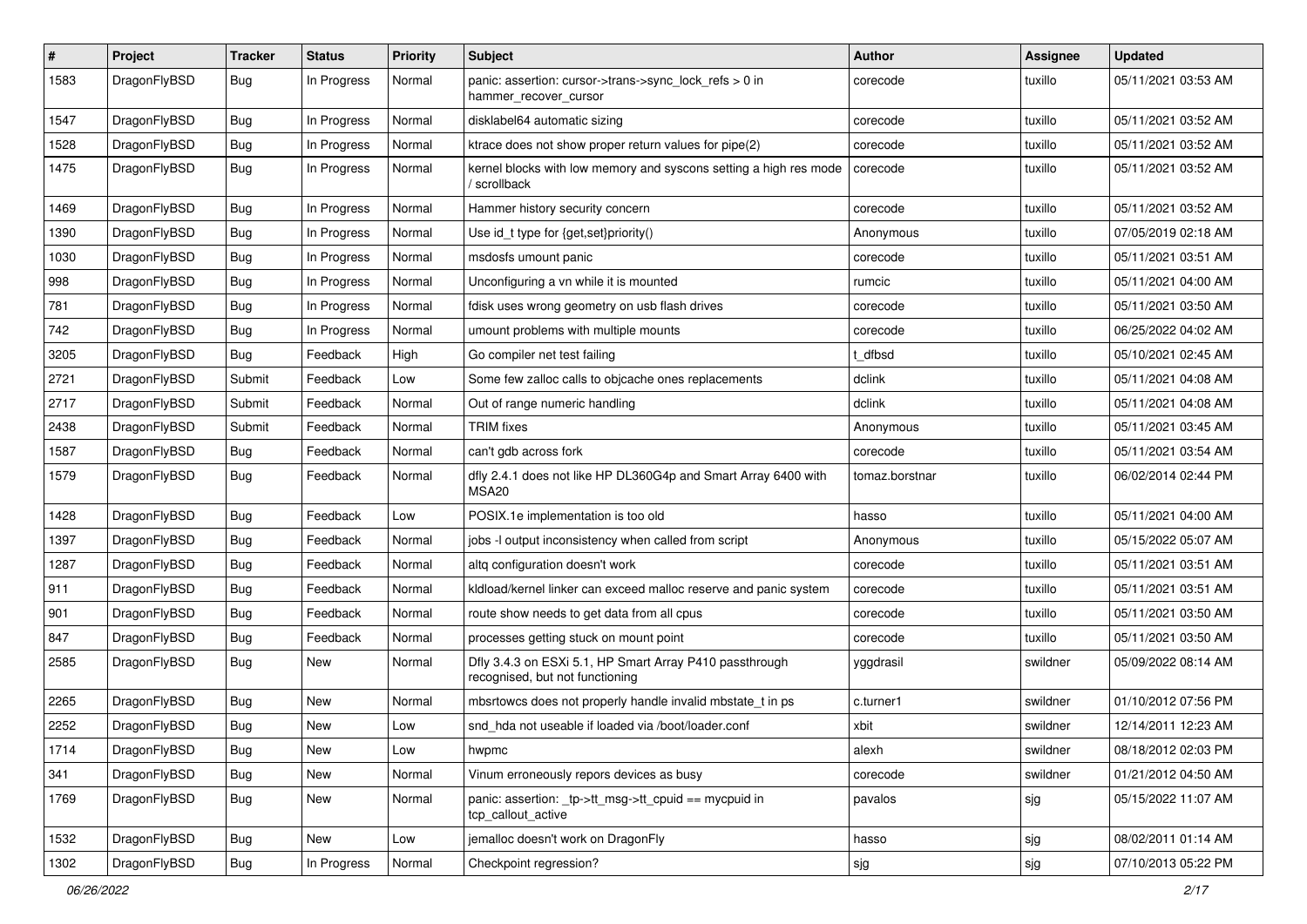| # | Project | Tracker | Status | Priority | Subject | Author | Assignee | Updated |
|---|---|---|---|---|---|---|---|---|
| 1583 | DragonFlyBSD | Bug | In Progress | Normal | panic: assertion: cursor->trans->sync_lock_refs > 0 in hammer_recover_cursor | corecode | tuxillo | 05/11/2021 03:53 AM |
| 1547 | DragonFlyBSD | Bug | In Progress | Normal | disklabel64 automatic sizing | corecode | tuxillo | 05/11/2021 03:52 AM |
| 1528 | DragonFlyBSD | Bug | In Progress | Normal | ktrace does not show proper return values for pipe(2) | corecode | tuxillo | 05/11/2021 03:52 AM |
| 1475 | DragonFlyBSD | Bug | In Progress | Normal | kernel blocks with low memory and syscons setting a high res mode / scrollback | corecode | tuxillo | 05/11/2021 03:52 AM |
| 1469 | DragonFlyBSD | Bug | In Progress | Normal | Hammer history security concern | corecode | tuxillo | 05/11/2021 03:52 AM |
| 1390 | DragonFlyBSD | Bug | In Progress | Normal | Use id_t type for {get,set}priority() | Anonymous | tuxillo | 07/05/2019 02:18 AM |
| 1030 | DragonFlyBSD | Bug | In Progress | Normal | msdosfs umount panic | corecode | tuxillo | 05/11/2021 03:51 AM |
| 998 | DragonFlyBSD | Bug | In Progress | Normal | Unconfiguring a vn while it is mounted | rumcic | tuxillo | 05/11/2021 04:00 AM |
| 781 | DragonFlyBSD | Bug | In Progress | Normal | fdisk uses wrong geometry on usb flash drives | corecode | tuxillo | 05/11/2021 03:50 AM |
| 742 | DragonFlyBSD | Bug | In Progress | Normal | umount problems with multiple mounts | corecode | tuxillo | 06/25/2022 04:02 AM |
| 3205 | DragonFlyBSD | Bug | Feedback | High | Go compiler net test failing | t_dfbsd | tuxillo | 05/10/2021 02:45 AM |
| 2721 | DragonFlyBSD | Submit | Feedback | Low | Some few zalloc calls to objcache ones replacements | dclink | tuxillo | 05/11/2021 04:08 AM |
| 2717 | DragonFlyBSD | Submit | Feedback | Normal | Out of range numeric handling | dclink | tuxillo | 05/11/2021 04:08 AM |
| 2438 | DragonFlyBSD | Submit | Feedback | Normal | TRIM fixes | Anonymous | tuxillo | 05/11/2021 03:45 AM |
| 1587 | DragonFlyBSD | Bug | Feedback | Normal | can't gdb across fork | corecode | tuxillo | 05/11/2021 03:54 AM |
| 1579 | DragonFlyBSD | Bug | Feedback | Normal | dfly 2.4.1 does not like HP DL360G4p and Smart Array 6400 with MSA20 | tomaz.borstnar | tuxillo | 06/02/2014 02:44 PM |
| 1428 | DragonFlyBSD | Bug | Feedback | Low | POSIX.1e implementation is too old | hasso | tuxillo | 05/11/2021 04:00 AM |
| 1397 | DragonFlyBSD | Bug | Feedback | Normal | jobs -l output inconsistency when called from script | Anonymous | tuxillo | 05/15/2022 05:07 AM |
| 1287 | DragonFlyBSD | Bug | Feedback | Normal | altq configuration doesn't work | corecode | tuxillo | 05/11/2021 03:51 AM |
| 911 | DragonFlyBSD | Bug | Feedback | Normal | kldload/kernel linker can exceed malloc reserve and panic system | corecode | tuxillo | 05/11/2021 03:51 AM |
| 901 | DragonFlyBSD | Bug | Feedback | Normal | route show needs to get data from all cpus | corecode | tuxillo | 05/11/2021 03:50 AM |
| 847 | DragonFlyBSD | Bug | Feedback | Normal | processes getting stuck on mount point | corecode | tuxillo | 05/11/2021 03:50 AM |
| 2585 | DragonFlyBSD | Bug | New | Normal | Dfly 3.4.3 on ESXi 5.1, HP Smart Array P410 passthrough recognised, but not functioning | yggdrasil | swildner | 05/09/2022 08:14 AM |
| 2265 | DragonFlyBSD | Bug | New | Normal | mbsrtowcs does not properly handle invalid mbstate_t in ps | c.turner1 | swildner | 01/10/2012 07:56 PM |
| 2252 | DragonFlyBSD | Bug | New | Low | snd_hda not useable if loaded via /boot/loader.conf | xbit | swildner | 12/14/2011 12:23 AM |
| 1714 | DragonFlyBSD | Bug | New | Low | hwpmc | alexh | swildner | 08/18/2012 02:03 PM |
| 341 | DragonFlyBSD | Bug | New | Normal | Vinum erroneously repors devices as busy | corecode | swildner | 01/21/2012 04:50 AM |
| 1769 | DragonFlyBSD | Bug | New | Normal | panic: assertion: _tp->tt_msg->tt_cpuid == mycpuid in tcp_callout_active | pavalos | sjg | 05/15/2022 11:07 AM |
| 1532 | DragonFlyBSD | Bug | New | Low | jemalloc doesn't work on DragonFly | hasso | sjg | 08/02/2011 01:14 AM |
| 1302 | DragonFlyBSD | Bug | In Progress | Normal | Checkpoint regression? | sjg | sjg | 07/10/2013 05:22 PM |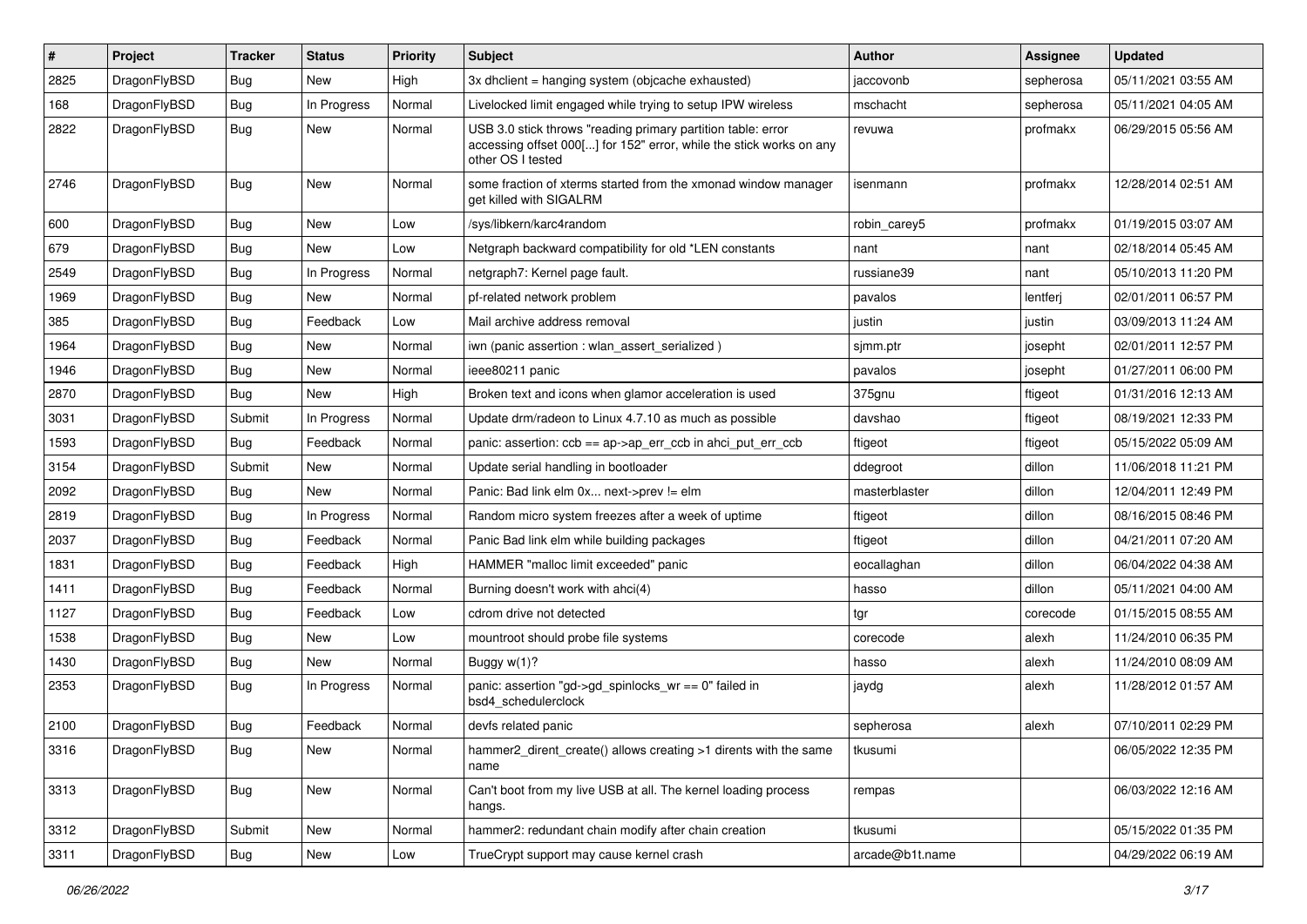| # | Project | Tracker | Status | Priority | Subject | Author | Assignee | Updated |
|---|---|---|---|---|---|---|---|---|
| 2825 | DragonFlyBSD | Bug | New | High | 3x dhclient = hanging system (objcache exhausted) | jaccovonb | sepherosa | 05/11/2021 03:55 AM |
| 168 | DragonFlyBSD | Bug | In Progress | Normal | Livelocked limit engaged while trying to setup IPW wireless | mschacht | sepherosa | 05/11/2021 04:05 AM |
| 2822 | DragonFlyBSD | Bug | New | Normal | USB 3.0 stick throws "reading primary partition table: error accessing offset 000[...] for 152" error, while the stick works on any other OS I tested | revuwa | profmakx | 06/29/2015 05:56 AM |
| 2746 | DragonFlyBSD | Bug | New | Normal | some fraction of xterms started from the xmonad window manager get killed with SIGALRM | isenmann | profmakx | 12/28/2014 02:51 AM |
| 600 | DragonFlyBSD | Bug | New | Low | /sys/libkern/karc4random | robin_carey5 | profmakx | 01/19/2015 03:07 AM |
| 679 | DragonFlyBSD | Bug | New | Low | Netgraph backward compatibility for old *LEN constants | nant | nant | 02/18/2014 05:45 AM |
| 2549 | DragonFlyBSD | Bug | In Progress | Normal | netgraph7: Kernel page fault. | russiane39 | nant | 05/10/2013 11:20 PM |
| 1969 | DragonFlyBSD | Bug | New | Normal | pf-related network problem | pavalos | lentferj | 02/01/2011 06:57 PM |
| 385 | DragonFlyBSD | Bug | Feedback | Low | Mail archive address removal | justin | justin | 03/09/2013 11:24 AM |
| 1964 | DragonFlyBSD | Bug | New | Normal | iwn (panic assertion : wlan_assert_serialized ) | sjmm.ptr | josepht | 02/01/2011 12:57 PM |
| 1946 | DragonFlyBSD | Bug | New | Normal | ieee80211 panic | pavalos | josepht | 01/27/2011 06:00 PM |
| 2870 | DragonFlyBSD | Bug | New | High | Broken text and icons when glamor acceleration is used | 375gnu | ftigeot | 01/31/2016 12:13 AM |
| 3031 | DragonFlyBSD | Submit | In Progress | Normal | Update drm/radeon to Linux 4.7.10 as much as possible | davshao | ftigeot | 08/19/2021 12:33 PM |
| 1593 | DragonFlyBSD | Bug | Feedback | Normal | panic: assertion: ccb == ap->ap_err_ccb in ahci_put_err_ccb | ftigeot | ftigeot | 05/15/2022 05:09 AM |
| 3154 | DragonFlyBSD | Submit | New | Normal | Update serial handling in bootloader | ddegroot | dillon | 11/06/2018 11:21 PM |
| 2092 | DragonFlyBSD | Bug | New | Normal | Panic: Bad link elm 0x... next->prev != elm | masterblaster | dillon | 12/04/2011 12:49 PM |
| 2819 | DragonFlyBSD | Bug | In Progress | Normal | Random micro system freezes after a week of uptime | ftigeot | dillon | 08/16/2015 08:46 PM |
| 2037 | DragonFlyBSD | Bug | Feedback | Normal | Panic Bad link elm while building packages | ftigeot | dillon | 04/21/2011 07:20 AM |
| 1831 | DragonFlyBSD | Bug | Feedback | High | HAMMER "malloc limit exceeded" panic | eocallaghan | dillon | 06/04/2022 04:38 AM |
| 1411 | DragonFlyBSD | Bug | Feedback | Normal | Burning doesn't work with ahci(4) | hasso | dillon | 05/11/2021 04:00 AM |
| 1127 | DragonFlyBSD | Bug | Feedback | Low | cdrom drive not detected | tgr | corecode | 01/15/2015 08:55 AM |
| 1538 | DragonFlyBSD | Bug | New | Low | mountroot should probe file systems | corecode | alexh | 11/24/2010 06:35 PM |
| 1430 | DragonFlyBSD | Bug | New | Normal | Buggy w(1)? | hasso | alexh | 11/24/2010 08:09 AM |
| 2353 | DragonFlyBSD | Bug | In Progress | Normal | panic: assertion "gd->gd_spinlocks_wr == 0" failed in bsd4_schedulerclock | jaydg | alexh | 11/28/2012 01:57 AM |
| 2100 | DragonFlyBSD | Bug | Feedback | Normal | devfs related panic | sepherosa | alexh | 07/10/2011 02:29 PM |
| 3316 | DragonFlyBSD | Bug | New | Normal | hammer2_dirent_create() allows creating >1 dirents with the same name | tkusumi | | 06/05/2022 12:35 PM |
| 3313 | DragonFlyBSD | Bug | New | Normal | Can't boot from my live USB at all. The kernel loading process hangs. | rempas | | 06/03/2022 12:16 AM |
| 3312 | DragonFlyBSD | Submit | New | Normal | hammer2: redundant chain modify after chain creation | tkusumi | | 05/15/2022 01:35 PM |
| 3311 | DragonFlyBSD | Bug | New | Low | TrueCrypt support may cause kernel crash | arcade@b1t.name | | 04/29/2022 06:19 AM |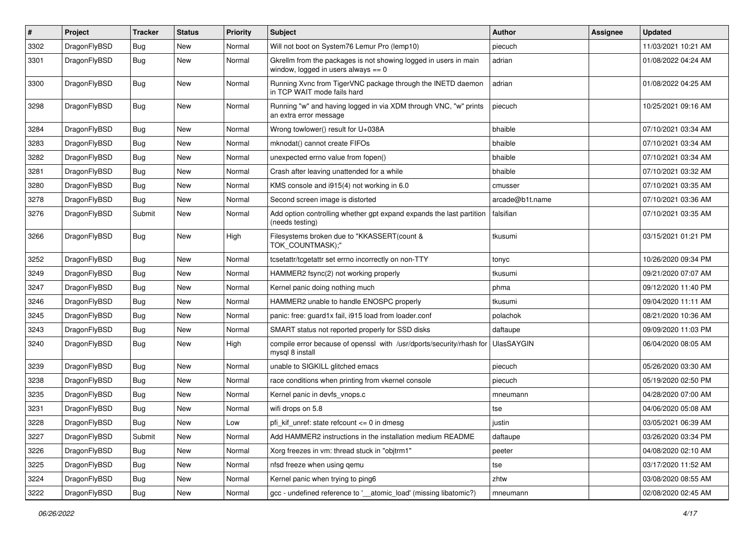| # | Project | Tracker | Status | Priority | Subject | Author | Assignee | Updated |
|---|---|---|---|---|---|---|---|---|
| 3302 | DragonFlyBSD | Bug | New | Normal | Will not boot on System76 Lemur Pro (lemp10) | piecuch | | 11/03/2021 10:21 AM |
| 3301 | DragonFlyBSD | Bug | New | Normal | Gkrellm from the packages is not showing logged in users in main window, logged in users always == 0 | adrian | | 01/08/2022 04:24 AM |
| 3300 | DragonFlyBSD | Bug | New | Normal | Running Xvnc from TigerVNC package through the INETD daemon in TCP WAIT mode fails hard | adrian | | 01/08/2022 04:25 AM |
| 3298 | DragonFlyBSD | Bug | New | Normal | Running "w" and having logged in via XDM through VNC, "w" prints an extra error message | piecuch | | 10/25/2021 09:16 AM |
| 3284 | DragonFlyBSD | Bug | New | Normal | Wrong towlower() result for U+038A | bhaible | | 07/10/2021 03:34 AM |
| 3283 | DragonFlyBSD | Bug | New | Normal | mknodat() cannot create FIFOs | bhaible | | 07/10/2021 03:34 AM |
| 3282 | DragonFlyBSD | Bug | New | Normal | unexpected errno value from fopen() | bhaible | | 07/10/2021 03:34 AM |
| 3281 | DragonFlyBSD | Bug | New | Normal | Crash after leaving unattended for a while | bhaible | | 07/10/2021 03:32 AM |
| 3280 | DragonFlyBSD | Bug | New | Normal | KMS console and i915(4) not working in 6.0 | cmusser | | 07/10/2021 03:35 AM |
| 3278 | DragonFlyBSD | Bug | New | Normal | Second screen image is distorted | arcade@b1t.name | | 07/10/2021 03:36 AM |
| 3276 | DragonFlyBSD | Submit | New | Normal | Add option controlling whether gpt expand expands the last partition (needs testing) | falsifian | | 07/10/2021 03:35 AM |
| 3266 | DragonFlyBSD | Bug | New | High | Filesystems broken due to "KKASSERT(count & TOK_COUNTMASK);" | tkusumi | | 03/15/2021 01:21 PM |
| 3252 | DragonFlyBSD | Bug | New | Normal | tcsetattr/tcgetattr set errno incorrectly on non-TTY | tonyc | | 10/26/2020 09:34 PM |
| 3249 | DragonFlyBSD | Bug | New | Normal | HAMMER2 fsync(2) not working properly | tkusumi | | 09/21/2020 07:07 AM |
| 3247 | DragonFlyBSD | Bug | New | Normal | Kernel panic doing nothing much | phma | | 09/12/2020 11:40 PM |
| 3246 | DragonFlyBSD | Bug | New | Normal | HAMMER2 unable to handle ENOSPC properly | tkusumi | | 09/04/2020 11:11 AM |
| 3245 | DragonFlyBSD | Bug | New | Normal | panic: free: guard1x fail, i915 load from loader.conf | polachok | | 08/21/2020 10:36 AM |
| 3243 | DragonFlyBSD | Bug | New | Normal | SMART status not reported properly for SSD disks | daftaupe | | 09/09/2020 11:03 PM |
| 3240 | DragonFlyBSD | Bug | New | High | compile error because of openssl with /usr/dports/security/rhash for mysql 8 install | UlasSAYGIN | | 06/04/2020 08:05 AM |
| 3239 | DragonFlyBSD | Bug | New | Normal | unable to SIGKILL glitched emacs | piecuch | | 05/26/2020 03:30 AM |
| 3238 | DragonFlyBSD | Bug | New | Normal | race conditions when printing from vkernel console | piecuch | | 05/19/2020 02:50 PM |
| 3235 | DragonFlyBSD | Bug | New | Normal | Kernel panic in devfs_vnops.c | mneumann | | 04/28/2020 07:00 AM |
| 3231 | DragonFlyBSD | Bug | New | Normal | wifi drops on 5.8 | tse | | 04/06/2020 05:08 AM |
| 3228 | DragonFlyBSD | Bug | New | Low | pfi_kif_unref: state refcount <= 0 in dmesg | justin | | 03/05/2021 06:39 AM |
| 3227 | DragonFlyBSD | Submit | New | Normal | Add HAMMER2 instructions in the installation medium README | daftaupe | | 03/26/2020 03:34 PM |
| 3226 | DragonFlyBSD | Bug | New | Normal | Xorg freezes in vm: thread stuck in "objtrm1" | peeter | | 04/08/2020 02:10 AM |
| 3225 | DragonFlyBSD | Bug | New | Normal | nfsd freeze when using qemu | tse | | 03/17/2020 11:52 AM |
| 3224 | DragonFlyBSD | Bug | New | Normal | Kernel panic when trying to ping6 | zhtw | | 03/08/2020 08:55 AM |
| 3222 | DragonFlyBSD | Bug | New | Normal | gcc - undefined reference to '__atomic_load' (missing libatomic?) | mneumann | | 02/08/2020 02:45 AM |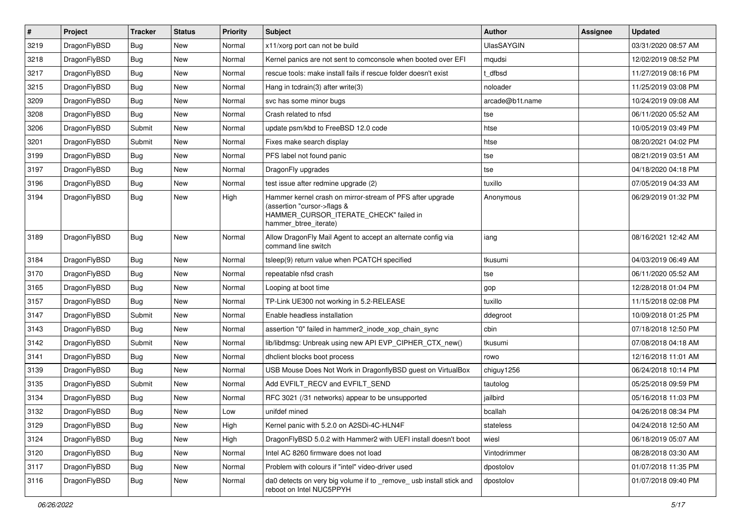| # | Project | Tracker | Status | Priority | Subject | Author | Assignee | Updated |
|---|---|---|---|---|---|---|---|---|
| 3219 | DragonFlyBSD | Bug | New | Normal | x11/xorg port can not be build | UlasSAYGIN | | 03/31/2020 08:57 AM |
| 3218 | DragonFlyBSD | Bug | New | Normal | Kernel panics are not sent to comconsole when booted over EFI | mqudsi | | 12/02/2019 08:52 PM |
| 3217 | DragonFlyBSD | Bug | New | Normal | rescue tools: make install fails if rescue folder doesn't exist | t_dfbsd | | 11/27/2019 08:16 PM |
| 3215 | DragonFlyBSD | Bug | New | Normal | Hang in tcdrain(3) after write(3) | noloader | | 11/25/2019 03:08 PM |
| 3209 | DragonFlyBSD | Bug | New | Normal | svc has some minor bugs | arcade@b1t.name | | 10/24/2019 09:08 AM |
| 3208 | DragonFlyBSD | Bug | New | Normal | Crash related to nfsd | tse | | 06/11/2020 05:52 AM |
| 3206 | DragonFlyBSD | Submit | New | Normal | update psm/kbd to FreeBSD 12.0 code | htse | | 10/05/2019 03:49 PM |
| 3201 | DragonFlyBSD | Submit | New | Normal | Fixes make search display | htse | | 08/20/2021 04:02 PM |
| 3199 | DragonFlyBSD | Bug | New | Normal | PFS label not found panic | tse | | 08/21/2019 03:51 AM |
| 3197 | DragonFlyBSD | Bug | New | Normal | DragonFly upgrades | tse | | 04/18/2020 04:18 PM |
| 3196 | DragonFlyBSD | Bug | New | Normal | test issue after redmine upgrade (2) | tuxillo | | 07/05/2019 04:33 AM |
| 3194 | DragonFlyBSD | Bug | New | High | Hammer kernel crash on mirror-stream of PFS after upgrade (assertion "cursor->flags & HAMMER_CURSOR_ITERATE_CHECK" failed in hammer_btree_iterate) | Anonymous | | 06/29/2019 01:32 PM |
| 3189 | DragonFlyBSD | Bug | New | Normal | Allow DragonFly Mail Agent to accept an alternate config via command line switch | iang | | 08/16/2021 12:42 AM |
| 3184 | DragonFlyBSD | Bug | New | Normal | tsleep(9) return value when PCATCH specified | tkusumi | | 04/03/2019 06:49 AM |
| 3170 | DragonFlyBSD | Bug | New | Normal | repeatable nfsd crash | tse | | 06/11/2020 05:52 AM |
| 3165 | DragonFlyBSD | Bug | New | Normal | Looping at boot time | gop | | 12/28/2018 01:04 PM |
| 3157 | DragonFlyBSD | Bug | New | Normal | TP-Link UE300 not working in 5.2-RELEASE | tuxillo | | 11/15/2018 02:08 PM |
| 3147 | DragonFlyBSD | Submit | New | Normal | Enable headless installation | ddegroot | | 10/09/2018 01:25 PM |
| 3143 | DragonFlyBSD | Bug | New | Normal | assertion "0" failed in hammer2_inode_xop_chain_sync | cbin | | 07/18/2018 12:50 PM |
| 3142 | DragonFlyBSD | Submit | New | Normal | lib/libdmsg: Unbreak using new API EVP_CIPHER_CTX_new() | tkusumi | | 07/08/2018 04:18 AM |
| 3141 | DragonFlyBSD | Bug | New | Normal | dhclient blocks boot process | rowo | | 12/16/2018 11:01 AM |
| 3139 | DragonFlyBSD | Bug | New | Normal | USB Mouse Does Not Work in DragonflyBSD guest on VirtualBox | chiguy1256 | | 06/24/2018 10:14 PM |
| 3135 | DragonFlyBSD | Submit | New | Normal | Add EVFILT_RECV and EVFILT_SEND | tautolog | | 05/25/2018 09:59 PM |
| 3134 | DragonFlyBSD | Bug | New | Normal | RFC 3021 (/31 networks) appear to be unsupported | jailbird | | 05/16/2018 11:03 PM |
| 3132 | DragonFlyBSD | Bug | New | Low | unifdef mined | bcallah | | 04/26/2018 08:34 PM |
| 3129 | DragonFlyBSD | Bug | New | High | Kernel panic with 5.2.0 on A2SDi-4C-HLN4F | stateless | | 04/24/2018 12:50 AM |
| 3124 | DragonFlyBSD | Bug | New | High | DragonFlyBSD 5.0.2 with Hammer2 with UEFI install doesn't boot | wiesl | | 06/18/2019 05:07 AM |
| 3120 | DragonFlyBSD | Bug | New | Normal | Intel AC 8260 firmware does not load | Vintodrimmer | | 08/28/2018 03:30 AM |
| 3117 | DragonFlyBSD | Bug | New | Normal | Problem with colours if "intel" video-driver used | dpostolov | | 01/07/2018 11:35 PM |
| 3116 | DragonFlyBSD | Bug | New | Normal | da0 detects on very big volume if to _remove_ usb install stick and reboot on Intel NUC5PPYH | dpostolov | | 01/07/2018 09:40 PM |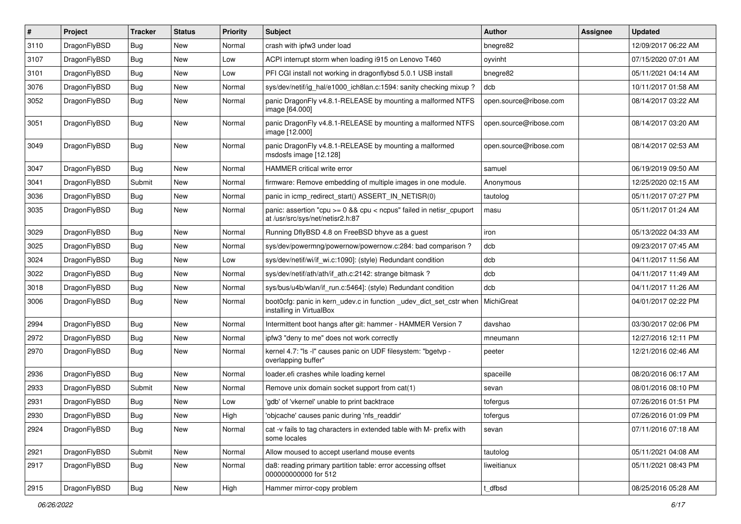| # | Project | Tracker | Status | Priority | Subject | Author | Assignee | Updated |
|---|---|---|---|---|---|---|---|---|
| 3110 | DragonFlyBSD | Bug | New | Normal | crash with ipfw3 under load | bnegre82 | | 12/09/2017 06:22 AM |
| 3107 | DragonFlyBSD | Bug | New | Low | ACPI interrupt storm when loading i915 on Lenovo T460 | oyvinht | | 07/15/2020 07:01 AM |
| 3101 | DragonFlyBSD | Bug | New | Low | PFI CGI install not working in dragonflybsd 5.0.1 USB install | bnegre82 | | 05/11/2021 04:14 AM |
| 3076 | DragonFlyBSD | Bug | New | Normal | sys/dev/netif/ig_hal/e1000_ich8lan.c:1594: sanity checking mixup ? | dcb | | 10/11/2017 01:58 AM |
| 3052 | DragonFlyBSD | Bug | New | Normal | panic DragonFly v4.8.1-RELEASE by mounting a malformed NTFS image [64.000] | open.source@ribose.com | | 08/14/2017 03:22 AM |
| 3051 | DragonFlyBSD | Bug | New | Normal | panic DragonFly v4.8.1-RELEASE by mounting a malformed NTFS image [12.000] | open.source@ribose.com | | 08/14/2017 03:20 AM |
| 3049 | DragonFlyBSD | Bug | New | Normal | panic DragonFly v4.8.1-RELEASE by mounting a malformed msdosfs image [12.128] | open.source@ribose.com | | 08/14/2017 02:53 AM |
| 3047 | DragonFlyBSD | Bug | New | Normal | HAMMER critical write error | samuel | | 06/19/2019 09:50 AM |
| 3041 | DragonFlyBSD | Submit | New | Normal | firmware: Remove embedding of multiple images in one module. | Anonymous | | 12/25/2020 02:15 AM |
| 3036 | DragonFlyBSD | Bug | New | Normal | panic in icmp_redirect_start() ASSERT_IN_NETISR(0) | tautolog | | 05/11/2017 07:27 PM |
| 3035 | DragonFlyBSD | Bug | New | Normal | panic: assertion "cpu >= 0 && cpu < ncpus" failed in netisr_cpuport at /usr/src/sys/net/netisr2.h:87 | masu | | 05/11/2017 01:24 AM |
| 3029 | DragonFlyBSD | Bug | New | Normal | Running DflyBSD 4.8 on FreeBSD bhyve as a guest | iron | | 05/13/2022 04:33 AM |
| 3025 | DragonFlyBSD | Bug | New | Normal | sys/dev/powermng/powernow/powernow.c:284: bad comparison ? | dcb | | 09/23/2017 07:45 AM |
| 3024 | DragonFlyBSD | Bug | New | Low | sys/dev/netif/wi/if_wi.c:1090]: (style) Redundant condition | dcb | | 04/11/2017 11:56 AM |
| 3022 | DragonFlyBSD | Bug | New | Normal | sys/dev/netif/ath/ath/if_ath.c:2142: strange bitmask ? | dcb | | 04/11/2017 11:49 AM |
| 3018 | DragonFlyBSD | Bug | New | Normal | sys/bus/u4b/wlan/if_run.c:5464]: (style) Redundant condition | dcb | | 04/11/2017 11:26 AM |
| 3006 | DragonFlyBSD | Bug | New | Normal | boot0cfg: panic in kern_udev.c in function _udev_dict_set_cstr when installing in VirtualBox | MichiGreat | | 04/01/2017 02:22 PM |
| 2994 | DragonFlyBSD | Bug | New | Normal | Intermittent boot hangs after git: hammer - HAMMER Version 7 | davshao | | 03/30/2017 02:06 PM |
| 2972 | DragonFlyBSD | Bug | New | Normal | ipfw3 "deny to me" does not work correctly | mneumann | | 12/27/2016 12:11 PM |
| 2970 | DragonFlyBSD | Bug | New | Normal | kernel 4.7: "ls -l" causes panic on UDF filesystem: "bgetvp - overlapping buffer" | peeter | | 12/21/2016 02:46 AM |
| 2936 | DragonFlyBSD | Bug | New | Normal | loader.efi crashes while loading kernel | spaceille | | 08/20/2016 06:17 AM |
| 2933 | DragonFlyBSD | Submit | New | Normal | Remove unix domain socket support from cat(1) | sevan | | 08/01/2016 08:10 PM |
| 2931 | DragonFlyBSD | Bug | New | Low | 'gdb' of 'vkernel' unable to print backtrace | tofergus | | 07/26/2016 01:51 PM |
| 2930 | DragonFlyBSD | Bug | New | High | 'objcache' causes panic during 'nfs_readdir' | tofergus | | 07/26/2016 01:09 PM |
| 2924 | DragonFlyBSD | Bug | New | Normal | cat -v fails to tag characters in extended table with M- prefix with some locales | sevan | | 07/11/2016 07:18 AM |
| 2921 | DragonFlyBSD | Submit | New | Normal | Allow moused to accept userland mouse events | tautolog | | 05/11/2021 04:08 AM |
| 2917 | DragonFlyBSD | Bug | New | Normal | da8: reading primary partition table: error accessing offset 000000000000 for 512 | liweitianux | | 05/11/2021 08:43 PM |
| 2915 | DragonFlyBSD | Bug | New | High | Hammer mirror-copy problem | t_dfbsd | | 08/25/2016 05:28 AM |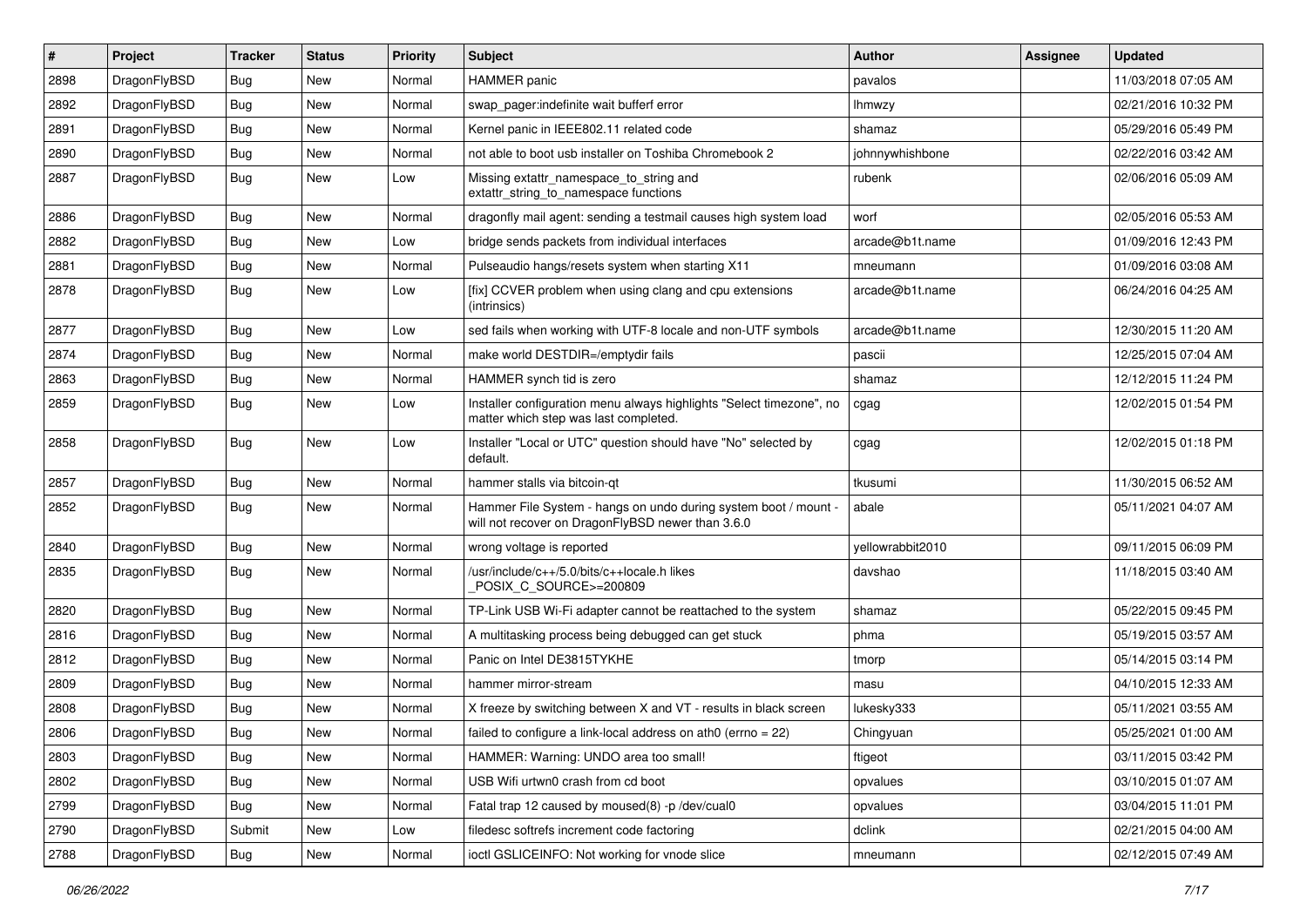| # | Project | Tracker | Status | Priority | Subject | Author | Assignee | Updated |
|---|---|---|---|---|---|---|---|---|
| 2898 | DragonFlyBSD | Bug | New | Normal | HAMMER panic | pavalos | | 11/03/2018 07:05 AM |
| 2892 | DragonFlyBSD | Bug | New | Normal | swap_pager:indefinite wait bufferf error | lhmwzy | | 02/21/2016 10:32 PM |
| 2891 | DragonFlyBSD | Bug | New | Normal | Kernel panic in IEEE802.11 related code | shamaz | | 05/29/2016 05:49 PM |
| 2890 | DragonFlyBSD | Bug | New | Normal | not able to boot usb installer on Toshiba Chromebook 2 | johnnywhishbone | | 02/22/2016 03:42 AM |
| 2887 | DragonFlyBSD | Bug | New | Low | Missing extattr_namespace_to_string and extattr_string_to_namespace functions | rubenk | | 02/06/2016 05:09 AM |
| 2886 | DragonFlyBSD | Bug | New | Normal | dragonfly mail agent: sending a testmail causes high system load | worf | | 02/05/2016 05:53 AM |
| 2882 | DragonFlyBSD | Bug | New | Low | bridge sends packets from individual interfaces | arcade@b1t.name | | 01/09/2016 12:43 PM |
| 2881 | DragonFlyBSD | Bug | New | Normal | Pulseaudio hangs/resets system when starting X11 | mneumann | | 01/09/2016 03:08 AM |
| 2878 | DragonFlyBSD | Bug | New | Low | [fix] CCVER problem when using clang and cpu extensions (intrinsics) | arcade@b1t.name | | 06/24/2016 04:25 AM |
| 2877 | DragonFlyBSD | Bug | New | Low | sed fails when working with UTF-8 locale and non-UTF symbols | arcade@b1t.name | | 12/30/2015 11:20 AM |
| 2874 | DragonFlyBSD | Bug | New | Normal | make world DESTDIR=/emptydir fails | pascii | | 12/25/2015 07:04 AM |
| 2863 | DragonFlyBSD | Bug | New | Normal | HAMMER synch tid is zero | shamaz | | 12/12/2015 11:24 PM |
| 2859 | DragonFlyBSD | Bug | New | Low | Installer configuration menu always highlights "Select timezone", no matter which step was last completed. | cgag | | 12/02/2015 01:54 PM |
| 2858 | DragonFlyBSD | Bug | New | Low | Installer "Local or UTC" question should have "No" selected by default. | cgag | | 12/02/2015 01:18 PM |
| 2857 | DragonFlyBSD | Bug | New | Normal | hammer stalls via bitcoin-qt | tkusumi | | 11/30/2015 06:52 AM |
| 2852 | DragonFlyBSD | Bug | New | Normal | Hammer File System - hangs on undo during system boot / mount - will not recover on DragonFlyBSD newer than 3.6.0 | abale | | 05/11/2021 04:07 AM |
| 2840 | DragonFlyBSD | Bug | New | Normal | wrong voltage is reported | yellowrabbit2010 | | 09/11/2015 06:09 PM |
| 2835 | DragonFlyBSD | Bug | New | Normal | /usr/include/c++/5.0/bits/c++locale.h likes _POSIX_C_SOURCE>=200809 | davshao | | 11/18/2015 03:40 AM |
| 2820 | DragonFlyBSD | Bug | New | Normal | TP-Link USB Wi-Fi adapter cannot be reattached to the system | shamaz | | 05/22/2015 09:45 PM |
| 2816 | DragonFlyBSD | Bug | New | Normal | A multitasking process being debugged can get stuck | phma | | 05/19/2015 03:57 AM |
| 2812 | DragonFlyBSD | Bug | New | Normal | Panic on Intel DE3815TYKHE | tmorp | | 05/14/2015 03:14 PM |
| 2809 | DragonFlyBSD | Bug | New | Normal | hammer mirror-stream | masu | | 04/10/2015 12:33 AM |
| 2808 | DragonFlyBSD | Bug | New | Normal | X freeze by switching between X and VT - results in black screen | lukesky333 | | 05/11/2021 03:55 AM |
| 2806 | DragonFlyBSD | Bug | New | Normal | failed to configure a link-local address on ath0 (errno = 22) | Chingyuan | | 05/25/2021 01:00 AM |
| 2803 | DragonFlyBSD | Bug | New | Normal | HAMMER: Warning: UNDO area too small! | ftigeot | | 03/11/2015 03:42 PM |
| 2802 | DragonFlyBSD | Bug | New | Normal | USB Wifi urtwn0 crash from cd boot | opvalues | | 03/10/2015 01:07 AM |
| 2799 | DragonFlyBSD | Bug | New | Normal | Fatal trap 12 caused by moused(8) -p /dev/cual0 | opvalues | | 03/04/2015 11:01 PM |
| 2790 | DragonFlyBSD | Submit | New | Low | filedesc softrefs increment code factoring | dclink | | 02/21/2015 04:00 AM |
| 2788 | DragonFlyBSD | Bug | New | Normal | ioctl GSLICEINFO: Not working for vnode slice | mneumann | | 02/12/2015 07:49 AM |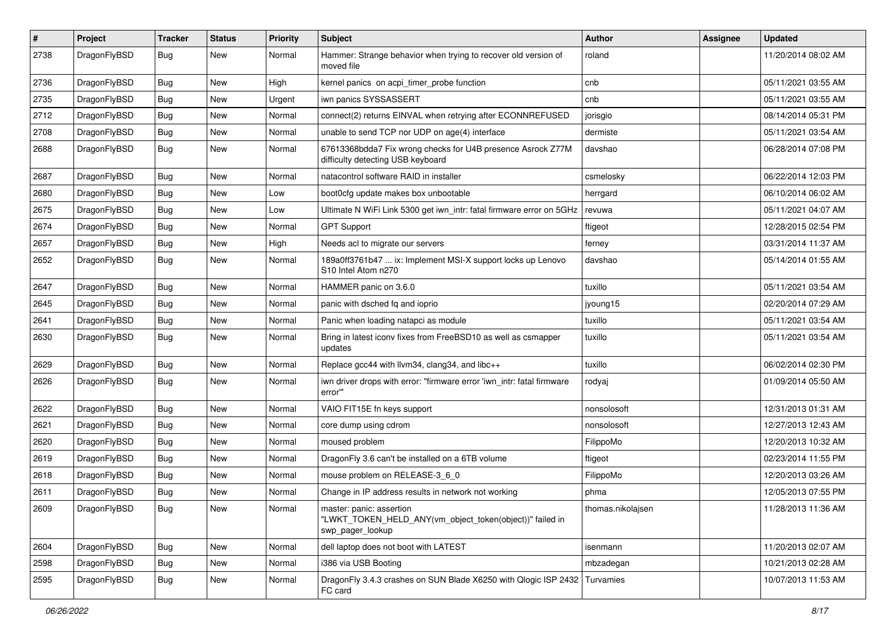| # | Project | Tracker | Status | Priority | Subject | Author | Assignee | Updated |
|---|---|---|---|---|---|---|---|---|
| 2738 | DragonFlyBSD | Bug | New | Normal | Hammer: Strange behavior when trying to recover old version of moved file | roland | | 11/20/2014 08:02 AM |
| 2736 | DragonFlyBSD | Bug | New | High | kernel panics on acpi_timer_probe function | cnb | | 05/11/2021 03:55 AM |
| 2735 | DragonFlyBSD | Bug | New | Urgent | iwn panics SYSSASSERT | cnb | | 05/11/2021 03:55 AM |
| 2712 | DragonFlyBSD | Bug | New | Normal | connect(2) returns EINVAL when retrying after ECONNREFUSED | jorisgio | | 08/14/2014 05:31 PM |
| 2708 | DragonFlyBSD | Bug | New | Normal | unable to send TCP nor UDP on age(4) interface | dermiste | | 05/11/2021 03:54 AM |
| 2688 | DragonFlyBSD | Bug | New | Normal | 67613368bdda7 Fix wrong checks for U4B presence Asrock Z77M difficulty detecting USB keyboard | davshao | | 06/28/2014 07:08 PM |
| 2687 | DragonFlyBSD | Bug | New | Normal | natacontrol software RAID in installer | csmelosky | | 06/22/2014 12:03 PM |
| 2680 | DragonFlyBSD | Bug | New | Low | boot0cfg update makes box unbootable | herrgard | | 06/10/2014 06:02 AM |
| 2675 | DragonFlyBSD | Bug | New | Low | Ultimate N WiFi Link 5300 get iwn_intr: fatal firmware error on 5GHz | revuwa | | 05/11/2021 04:07 AM |
| 2674 | DragonFlyBSD | Bug | New | Normal | GPT Support | ftigeot | | 12/28/2015 02:54 PM |
| 2657 | DragonFlyBSD | Bug | New | High | Needs acl to migrate our servers | ferney | | 03/31/2014 11:37 AM |
| 2652 | DragonFlyBSD | Bug | New | Normal | 189a0ff3761b47 ... ix: Implement MSI-X support locks up Lenovo S10 Intel Atom n270 | davshao | | 05/14/2014 01:55 AM |
| 2647 | DragonFlyBSD | Bug | New | Normal | HAMMER panic on 3.6.0 | tuxillo | | 05/11/2021 03:54 AM |
| 2645 | DragonFlyBSD | Bug | New | Normal | panic with dsched fq and ioprio | jyoung15 | | 02/20/2014 07:29 AM |
| 2641 | DragonFlyBSD | Bug | New | Normal | Panic when loading natapci as module | tuxillo | | 05/11/2021 03:54 AM |
| 2630 | DragonFlyBSD | Bug | New | Normal | Bring in latest iconv fixes from FreeBSD10 as well as csmapper updates | tuxillo | | 05/11/2021 03:54 AM |
| 2629 | DragonFlyBSD | Bug | New | Normal | Replace gcc44 with llvm34, clang34, and libc++ | tuxillo | | 06/02/2014 02:30 PM |
| 2626 | DragonFlyBSD | Bug | New | Normal | iwn driver drops with error: "firmware error 'iwn_intr: fatal firmware error'" | rodyaj | | 01/09/2014 05:50 AM |
| 2622 | DragonFlyBSD | Bug | New | Normal | VAIO FIT15E fn keys support | nonsolosoft | | 12/31/2013 01:31 AM |
| 2621 | DragonFlyBSD | Bug | New | Normal | core dump using cdrom | nonsolosoft | | 12/27/2013 12:43 AM |
| 2620 | DragonFlyBSD | Bug | New | Normal | moused problem | FilippoMo | | 12/20/2013 10:32 AM |
| 2619 | DragonFlyBSD | Bug | New | Normal | DragonFly 3.6 can't be installed on a 6TB volume | ftigeot | | 02/23/2014 11:55 PM |
| 2618 | DragonFlyBSD | Bug | New | Normal | mouse problem on RELEASE-3_6_0 | FilippoMo | | 12/20/2013 03:26 AM |
| 2611 | DragonFlyBSD | Bug | New | Normal | Change in IP address results in network not working | phma | | 12/05/2013 07:55 PM |
| 2609 | DragonFlyBSD | Bug | New | Normal | master: panic: assertion "LWKT_TOKEN_HELD_ANY(vm_object_token(object))" failed in swp_pager_lookup | thomas.nikolajsen | | 11/28/2013 11:36 AM |
| 2604 | DragonFlyBSD | Bug | New | Normal | dell laptop does not boot with LATEST | isenmann | | 11/20/2013 02:07 AM |
| 2598 | DragonFlyBSD | Bug | New | Normal | i386 via USB Booting | mbzadegan | | 10/21/2013 02:28 AM |
| 2595 | DragonFlyBSD | Bug | New | Normal | DragonFly 3.4.3 crashes on SUN Blade X6250 with Qlogic ISP 2432 FC card | Turvamies | | 10/07/2013 11:53 AM |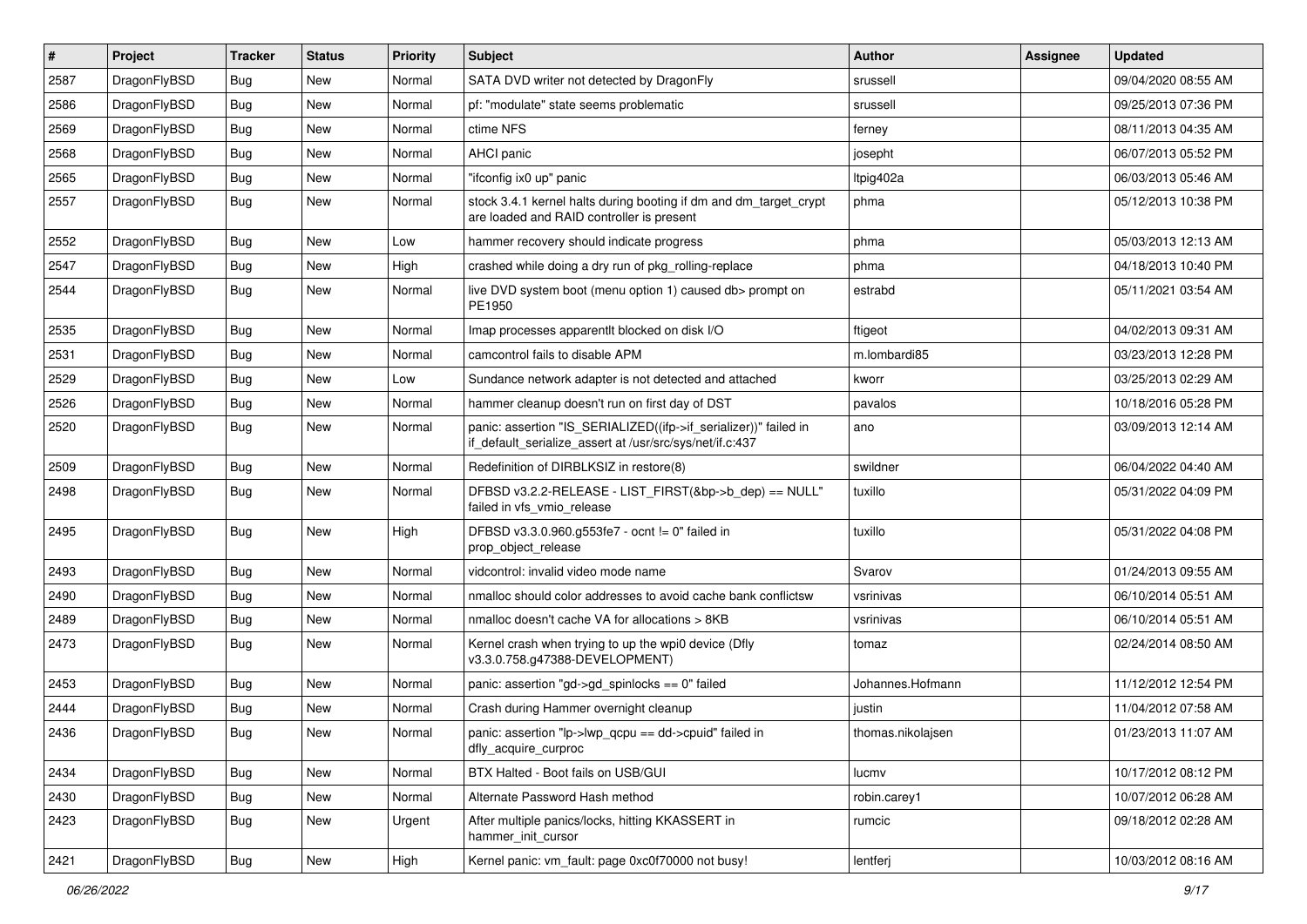| # | Project | Tracker | Status | Priority | Subject | Author | Assignee | Updated |
|---|---|---|---|---|---|---|---|---|
| 2587 | DragonFlyBSD | Bug | New | Normal | SATA DVD writer not detected by DragonFly | srussell | | 09/04/2020 08:55 AM |
| 2586 | DragonFlyBSD | Bug | New | Normal | pf: "modulate" state seems problematic | srussell | | 09/25/2013 07:36 PM |
| 2569 | DragonFlyBSD | Bug | New | Normal | ctime NFS | ferney | | 08/11/2013 04:35 AM |
| 2568 | DragonFlyBSD | Bug | New | Normal | AHCI panic | josepht | | 06/07/2013 05:52 PM |
| 2565 | DragonFlyBSD | Bug | New | Normal | "ifconfig ix0 up" panic | ltpig402a | | 06/03/2013 05:46 AM |
| 2557 | DragonFlyBSD | Bug | New | Normal | stock 3.4.1 kernel halts during booting if dm and dm_target_crypt are loaded and RAID controller is present | phma | | 05/12/2013 10:38 PM |
| 2552 | DragonFlyBSD | Bug | New | Low | hammer recovery should indicate progress | phma | | 05/03/2013 12:13 AM |
| 2547 | DragonFlyBSD | Bug | New | High | crashed while doing a dry run of pkg_rolling-replace | phma | | 04/18/2013 10:40 PM |
| 2544 | DragonFlyBSD | Bug | New | Normal | live DVD system boot (menu option 1) caused db> prompt on PE1950 | estrabd | | 05/11/2021 03:54 AM |
| 2535 | DragonFlyBSD | Bug | New | Normal | Imap processes apparentlt blocked on disk I/O | ftigeot | | 04/02/2013 09:31 AM |
| 2531 | DragonFlyBSD | Bug | New | Normal | camcontrol fails to disable APM | m.lombardi85 | | 03/23/2013 12:28 PM |
| 2529 | DragonFlyBSD | Bug | New | Low | Sundance network adapter is not detected and attached | kworr | | 03/25/2013 02:29 AM |
| 2526 | DragonFlyBSD | Bug | New | Normal | hammer cleanup doesn't run on first day of DST | pavalos | | 10/18/2016 05:28 PM |
| 2520 | DragonFlyBSD | Bug | New | Normal | panic: assertion "IS_SERIALIZED((ifp->if_serializer))" failed in if_default_serialize_assert at /usr/src/sys/net/if.c:437 | ano | | 03/09/2013 12:14 AM |
| 2509 | DragonFlyBSD | Bug | New | Normal | Redefinition of DIRBLKSIZ in restore(8) | swildner | | 06/04/2022 04:40 AM |
| 2498 | DragonFlyBSD | Bug | New | Normal | DFBSD v3.2.2-RELEASE - LIST_FIRST(&bp->b_dep) == NULL" failed in vfs_vmio_release | tuxillo | | 05/31/2022 04:09 PM |
| 2495 | DragonFlyBSD | Bug | New | High | DFBSD v3.3.0.960.g553fe7 - ocnt != 0" failed in prop_object_release | tuxillo | | 05/31/2022 04:08 PM |
| 2493 | DragonFlyBSD | Bug | New | Normal | vidcontrol: invalid video mode name | Svarov | | 01/24/2013 09:55 AM |
| 2490 | DragonFlyBSD | Bug | New | Normal | nmalloc should color addresses to avoid cache bank conflictsw | vsrinivas | | 06/10/2014 05:51 AM |
| 2489 | DragonFlyBSD | Bug | New | Normal | nmalloc doesn't cache VA for allocations > 8KB | vsrinivas | | 06/10/2014 05:51 AM |
| 2473 | DragonFlyBSD | Bug | New | Normal | Kernel crash when trying to up the wpi0 device (Dfly v3.3.0.758.g47388-DEVELOPMENT) | tomaz | | 02/24/2014 08:50 AM |
| 2453 | DragonFlyBSD | Bug | New | Normal | panic: assertion "gd->gd_spinlocks == 0" failed | Johannes.Hofmann | | 11/12/2012 12:54 PM |
| 2444 | DragonFlyBSD | Bug | New | Normal | Crash during Hammer overnight cleanup | justin | | 11/04/2012 07:58 AM |
| 2436 | DragonFlyBSD | Bug | New | Normal | panic: assertion "lp->lwp_qcpu == dd->cpuid" failed in dfly_acquire_curproc | thomas.nikolajsen | | 01/23/2013 11:07 AM |
| 2434 | DragonFlyBSD | Bug | New | Normal | BTX Halted - Boot fails on USB/GUI | lucmv | | 10/17/2012 08:12 PM |
| 2430 | DragonFlyBSD | Bug | New | Normal | Alternate Password Hash method | robin.carey1 | | 10/07/2012 06:28 AM |
| 2423 | DragonFlyBSD | Bug | New | Urgent | After multiple panics/locks, hitting KKASSERT in hammer_init_cursor | rumcic | | 09/18/2012 02:28 AM |
| 2421 | DragonFlyBSD | Bug | New | High | Kernel panic: vm_fault: page 0xc0f70000 not busy! | lentferj | | 10/03/2012 08:16 AM |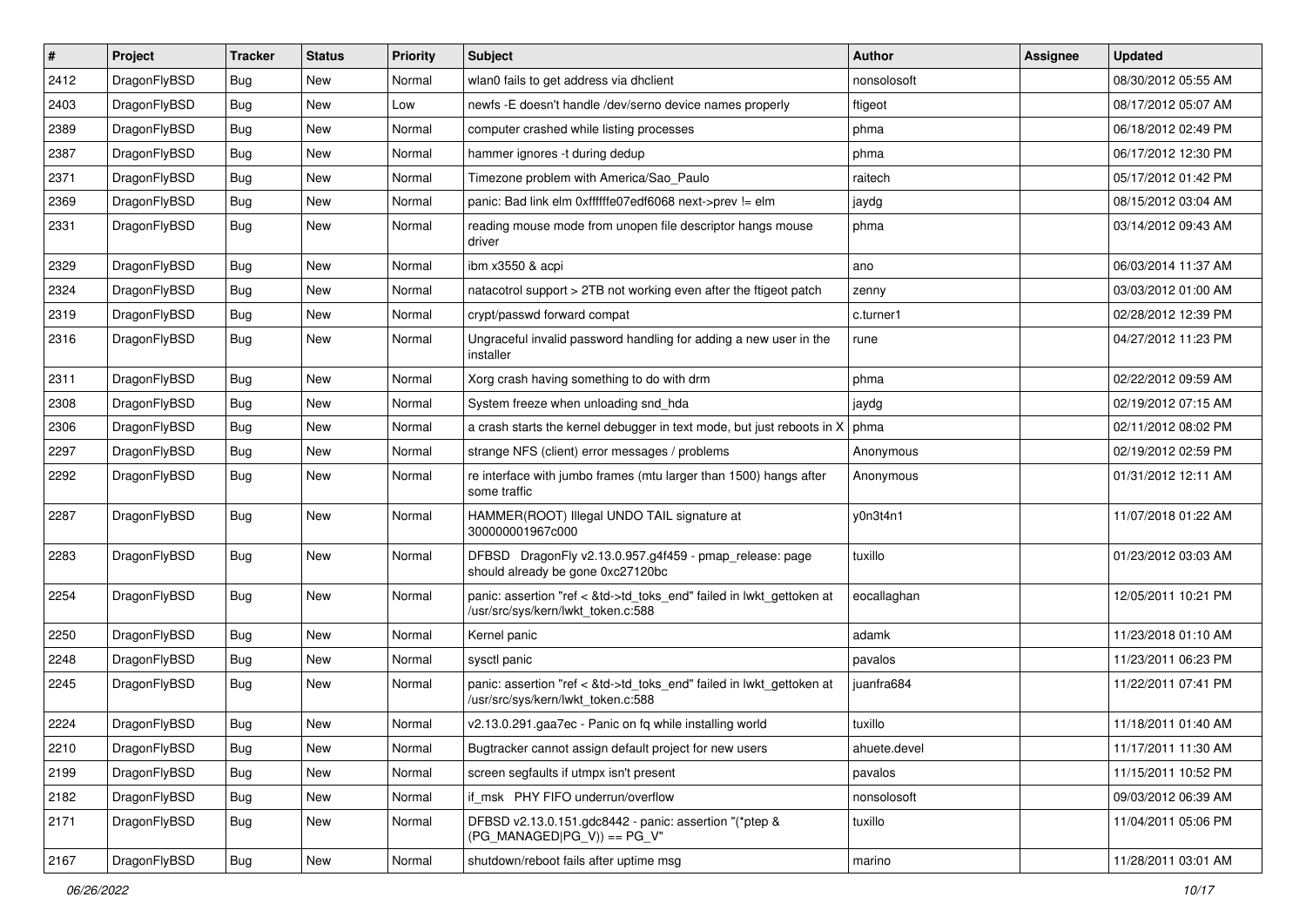| # | Project | Tracker | Status | Priority | Subject | Author | Assignee | Updated |
|---|---|---|---|---|---|---|---|---|
| 2412 | DragonFlyBSD | Bug | New | Normal | wlan0 fails to get address via dhclient | nonsolosoft | | 08/30/2012 05:55 AM |
| 2403 | DragonFlyBSD | Bug | New | Low | newfs -E doesn't handle /dev/serno device names properly | ftigeot | | 08/17/2012 05:07 AM |
| 2389 | DragonFlyBSD | Bug | New | Normal | computer crashed while listing processes | phma | | 06/18/2012 02:49 PM |
| 2387 | DragonFlyBSD | Bug | New | Normal | hammer ignores -t during dedup | phma | | 06/17/2012 12:30 PM |
| 2371 | DragonFlyBSD | Bug | New | Normal | Timezone problem with America/Sao_Paulo | raitech | | 05/17/2012 01:42 PM |
| 2369 | DragonFlyBSD | Bug | New | Normal | panic: Bad link elm 0xffffffe07edf6068 next->prev != elm | jaydg | | 08/15/2012 03:04 AM |
| 2331 | DragonFlyBSD | Bug | New | Normal | reading mouse mode from unopen file descriptor hangs mouse driver | phma | | 03/14/2012 09:43 AM |
| 2329 | DragonFlyBSD | Bug | New | Normal | ibm x3550 & acpi | ano | | 06/03/2014 11:37 AM |
| 2324 | DragonFlyBSD | Bug | New | Normal | natacotrol support > 2TB not working even after the ftigeot patch | zenny | | 03/03/2012 01:00 AM |
| 2319 | DragonFlyBSD | Bug | New | Normal | crypt/passwd forward compat | c.turner1 | | 02/28/2012 12:39 PM |
| 2316 | DragonFlyBSD | Bug | New | Normal | Ungraceful invalid password handling for adding a new user in the installer | rune | | 04/27/2012 11:23 PM |
| 2311 | DragonFlyBSD | Bug | New | Normal | Xorg crash having something to do with drm | phma | | 02/22/2012 09:59 AM |
| 2308 | DragonFlyBSD | Bug | New | Normal | System freeze when unloading snd_hda | jaydg | | 02/19/2012 07:15 AM |
| 2306 | DragonFlyBSD | Bug | New | Normal | a crash starts the kernel debugger in text mode, but just reboots in X | phma | | 02/11/2012 08:02 PM |
| 2297 | DragonFlyBSD | Bug | New | Normal | strange NFS (client) error messages / problems | Anonymous | | 02/19/2012 02:59 PM |
| 2292 | DragonFlyBSD | Bug | New | Normal | re interface with jumbo frames (mtu larger than 1500) hangs after some traffic | Anonymous | | 01/31/2012 12:11 AM |
| 2287 | DragonFlyBSD | Bug | New | Normal | HAMMER(ROOT) Illegal UNDO TAIL signature at 300000001967c000 | y0n3t4n1 | | 11/07/2018 01:22 AM |
| 2283 | DragonFlyBSD | Bug | New | Normal | DFBSD DragonFly v2.13.0.957.g4f459 - pmap_release: page should already be gone 0xc27120bc | tuxillo | | 01/23/2012 03:03 AM |
| 2254 | DragonFlyBSD | Bug | New | Normal | panic: assertion "ref < &td->td_toks_end" failed in lwkt_gettoken at /usr/src/sys/kern/lwkt_token.c:588 | eocallaghan | | 12/05/2011 10:21 PM |
| 2250 | DragonFlyBSD | Bug | New | Normal | Kernel panic | adamk | | 11/23/2018 01:10 AM |
| 2248 | DragonFlyBSD | Bug | New | Normal | sysctl panic | pavalos | | 11/23/2011 06:23 PM |
| 2245 | DragonFlyBSD | Bug | New | Normal | panic: assertion "ref < &td->td_toks_end" failed in lwkt_gettoken at /usr/src/sys/kern/lwkt_token.c:588 | juanfra684 | | 11/22/2011 07:41 PM |
| 2224 | DragonFlyBSD | Bug | New | Normal | v2.13.0.291.gaa7ec - Panic on fq while installing world | tuxillo | | 11/18/2011 01:40 AM |
| 2210 | DragonFlyBSD | Bug | New | Normal | Bugtracker cannot assign default project for new users | ahuete.devel | | 11/17/2011 11:30 AM |
| 2199 | DragonFlyBSD | Bug | New | Normal | screen segfaults if utmpx isn't present | pavalos | | 11/15/2011 10:52 PM |
| 2182 | DragonFlyBSD | Bug | New | Normal | if_msk PHY FIFO underrun/overflow | nonsolosoft | | 09/03/2012 06:39 AM |
| 2171 | DragonFlyBSD | Bug | New | Normal | DFBSD v2.13.0.151.gdc8442 - panic: assertion "(*ptep & (PG_MANAGED\|PG_V)) == PG_V" | tuxillo | | 11/04/2011 05:06 PM |
| 2167 | DragonFlyBSD | Bug | New | Normal | shutdown/reboot fails after uptime msg | marino | | 11/28/2011 03:01 AM |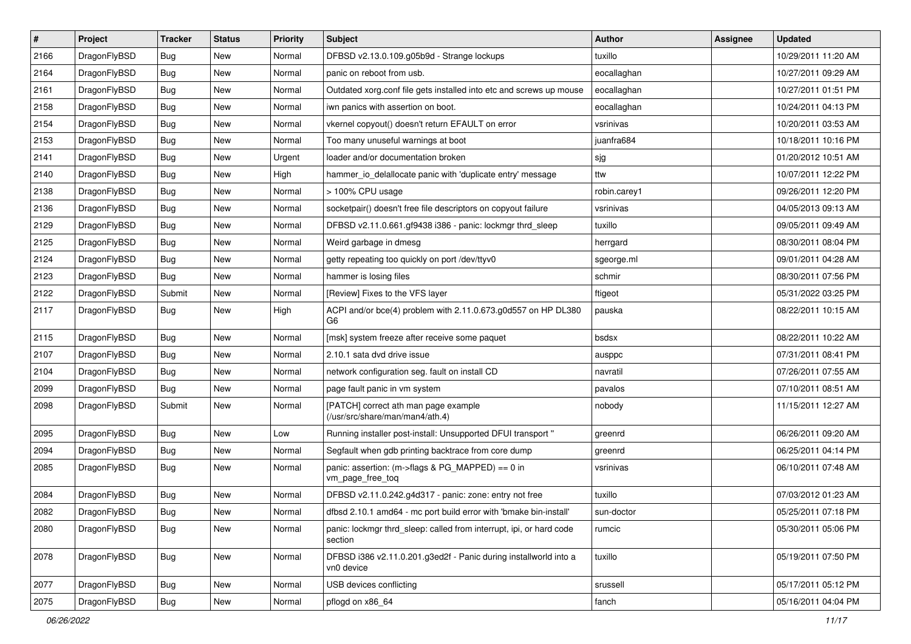| # | Project | Tracker | Status | Priority | Subject | Author | Assignee | Updated |
| --- | --- | --- | --- | --- | --- | --- | --- | --- |
| 2166 | DragonFlyBSD | Bug | New | Normal | DFBSD v2.13.0.109.g05b9d - Strange lockups | tuxillo | | 10/29/2011 11:20 AM |
| 2164 | DragonFlyBSD | Bug | New | Normal | panic on reboot from usb. | eocallaghan | | 10/27/2011 09:29 AM |
| 2161 | DragonFlyBSD | Bug | New | Normal | Outdated xorg.conf file gets installed into etc and screws up mouse | eocallaghan | | 10/27/2011 01:51 PM |
| 2158 | DragonFlyBSD | Bug | New | Normal | iwn panics with assertion on boot. | eocallaghan | | 10/24/2011 04:13 PM |
| 2154 | DragonFlyBSD | Bug | New | Normal | vkernel copyout() doesn't return EFAULT on error | vsrinivas | | 10/20/2011 03:53 AM |
| 2153 | DragonFlyBSD | Bug | New | Normal | Too many unuseful warnings at boot | juanfra684 | | 10/18/2011 10:16 PM |
| 2141 | DragonFlyBSD | Bug | New | Urgent | loader and/or documentation broken | sjg | | 01/20/2012 10:51 AM |
| 2140 | DragonFlyBSD | Bug | New | High | hammer_io_delallocate panic with 'duplicate entry' message | ttw | | 10/07/2011 12:22 PM |
| 2138 | DragonFlyBSD | Bug | New | Normal | > 100% CPU usage | robin.carey1 | | 09/26/2011 12:20 PM |
| 2136 | DragonFlyBSD | Bug | New | Normal | socketpair() doesn't free file descriptors on copyout failure | vsrinivas | | 04/05/2013 09:13 AM |
| 2129 | DragonFlyBSD | Bug | New | Normal | DFBSD v2.11.0.661.gf9438 i386 - panic: lockmgr thrd_sleep | tuxillo | | 09/05/2011 09:49 AM |
| 2125 | DragonFlyBSD | Bug | New | Normal | Weird garbage in dmesg | herrgard | | 08/30/2011 08:04 PM |
| 2124 | DragonFlyBSD | Bug | New | Normal | getty repeating too quickly on port /dev/ttyv0 | sgeorge.ml | | 09/01/2011 04:28 AM |
| 2123 | DragonFlyBSD | Bug | New | Normal | hammer is losing files | schmir | | 08/30/2011 07:56 PM |
| 2122 | DragonFlyBSD | Submit | New | Normal | [Review] Fixes to the VFS layer | ftigeot | | 05/31/2022 03:25 PM |
| 2117 | DragonFlyBSD | Bug | New | High | ACPI and/or bce(4) problem with 2.11.0.673.g0d557 on HP DL380 G6 | pauska | | 08/22/2011 10:15 AM |
| 2115 | DragonFlyBSD | Bug | New | Normal | [msk] system freeze after receive some paquet | bsdsx | | 08/22/2011 10:22 AM |
| 2107 | DragonFlyBSD | Bug | New | Normal | 2.10.1 sata dvd drive issue | ausppc | | 07/31/2011 08:41 PM |
| 2104 | DragonFlyBSD | Bug | New | Normal | network configuration seg. fault on install CD | navratil | | 07/26/2011 07:55 AM |
| 2099 | DragonFlyBSD | Bug | New | Normal | page fault panic in vm system | pavalos | | 07/10/2011 08:51 AM |
| 2098 | DragonFlyBSD | Submit | New | Normal | [PATCH] correct ath man page example (/usr/src/share/man/man4/ath.4) | nobody | | 11/15/2011 12:27 AM |
| 2095 | DragonFlyBSD | Bug | New | Low | Running installer post-install: Unsupported DFUI transport " | greenrd | | 06/26/2011 09:20 AM |
| 2094 | DragonFlyBSD | Bug | New | Normal | Segfault when gdb printing backtrace from core dump | greenrd | | 06/25/2011 04:14 PM |
| 2085 | DragonFlyBSD | Bug | New | Normal | panic: assertion: (m->flags & PG_MAPPED) == 0 in vm_page_free_toq | vsrinivas | | 06/10/2011 07:48 AM |
| 2084 | DragonFlyBSD | Bug | New | Normal | DFBSD v2.11.0.242.g4d317 - panic: zone: entry not free | tuxillo | | 07/03/2012 01:23 AM |
| 2082 | DragonFlyBSD | Bug | New | Normal | dfbsd 2.10.1 amd64 - mc port build error with 'bmake bin-install' | sun-doctor | | 05/25/2011 07:18 PM |
| 2080 | DragonFlyBSD | Bug | New | Normal | panic: lockmgr thrd_sleep: called from interrupt, ipi, or hard code section | rumcic | | 05/30/2011 05:06 PM |
| 2078 | DragonFlyBSD | Bug | New | Normal | DFBSD i386 v2.11.0.201.g3ed2f - Panic during installworld into a vn0 device | tuxillo | | 05/19/2011 07:50 PM |
| 2077 | DragonFlyBSD | Bug | New | Normal | USB devices conflicting | srussell | | 05/17/2011 05:12 PM |
| 2075 | DragonFlyBSD | Bug | New | Normal | pflogd on x86_64 | fanch | | 05/16/2011 04:04 PM |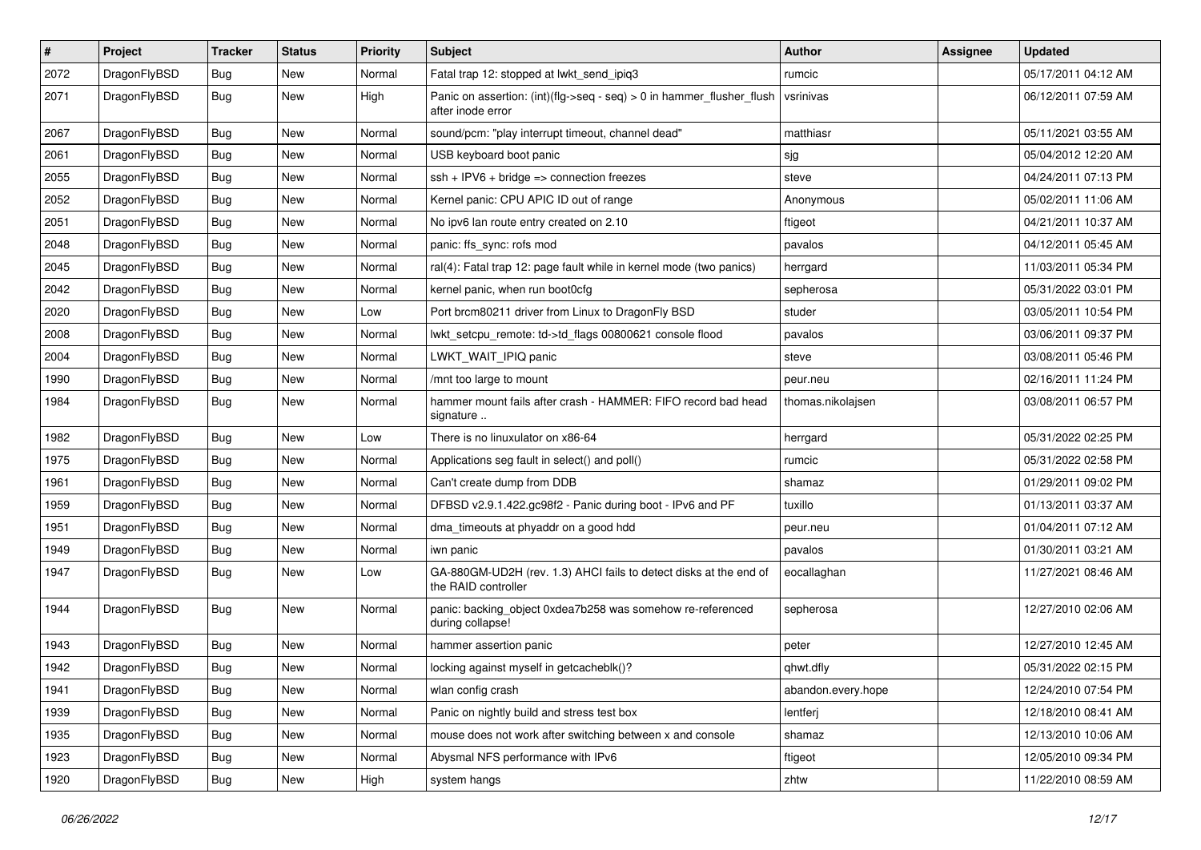| # | Project | Tracker | Status | Priority | Subject | Author | Assignee | Updated |
|---|---|---|---|---|---|---|---|---|
| 2072 | DragonFlyBSD | Bug | New | Normal | Fatal trap 12: stopped at lwkt_send_ipiq3 | rumcic | | 05/17/2011 04:12 AM |
| 2071 | DragonFlyBSD | Bug | New | High | Panic on assertion: (int)(flg->seq - seq) > 0 in hammer_flusher_flush after inode error | vsrinivas | | 06/12/2011 07:59 AM |
| 2067 | DragonFlyBSD | Bug | New | Normal | sound/pcm: "play interrupt timeout, channel dead" | matthiasr | | 05/11/2021 03:55 AM |
| 2061 | DragonFlyBSD | Bug | New | Normal | USB keyboard boot panic | sjg | | 05/04/2012 12:20 AM |
| 2055 | DragonFlyBSD | Bug | New | Normal | ssh + IPV6 + bridge => connection freezes | steve | | 04/24/2011 07:13 PM |
| 2052 | DragonFlyBSD | Bug | New | Normal | Kernel panic: CPU APIC ID out of range | Anonymous | | 05/02/2011 11:06 AM |
| 2051 | DragonFlyBSD | Bug | New | Normal | No ipv6 lan route entry created on 2.10 | ftigeot | | 04/21/2011 10:37 AM |
| 2048 | DragonFlyBSD | Bug | New | Normal | panic: ffs_sync: rofs mod | pavalos | | 04/12/2011 05:45 AM |
| 2045 | DragonFlyBSD | Bug | New | Normal | ral(4): Fatal trap 12: page fault while in kernel mode (two panics) | herrgard | | 11/03/2011 05:34 PM |
| 2042 | DragonFlyBSD | Bug | New | Normal | kernel panic, when run boot0cfg | sepherosa | | 05/31/2022 03:01 PM |
| 2020 | DragonFlyBSD | Bug | New | Low | Port brcm80211 driver from Linux to DragonFly BSD | studer | | 03/05/2011 10:54 PM |
| 2008 | DragonFlyBSD | Bug | New | Normal | lwkt_setcpu_remote: td->td_flags 00800621 console flood | pavalos | | 03/06/2011 09:37 PM |
| 2004 | DragonFlyBSD | Bug | New | Normal | LWKT_WAIT_IPIQ panic | steve | | 03/08/2011 05:46 PM |
| 1990 | DragonFlyBSD | Bug | New | Normal | /mnt too large to mount | peur.neu | | 02/16/2011 11:24 PM |
| 1984 | DragonFlyBSD | Bug | New | Normal | hammer mount fails after crash - HAMMER: FIFO record bad head signature .. | thomas.nikolajsen | | 03/08/2011 06:57 PM |
| 1982 | DragonFlyBSD | Bug | New | Low | There is no linuxulator on x86-64 | herrgard | | 05/31/2022 02:25 PM |
| 1975 | DragonFlyBSD | Bug | New | Normal | Applications seg fault in select() and poll() | rumcic | | 05/31/2022 02:58 PM |
| 1961 | DragonFlyBSD | Bug | New | Normal | Can't create dump from DDB | shamaz | | 01/29/2011 09:02 PM |
| 1959 | DragonFlyBSD | Bug | New | Normal | DFBSD v2.9.1.422.gc98f2 - Panic during boot - IPv6 and PF | tuxillo | | 01/13/2011 03:37 AM |
| 1951 | DragonFlyBSD | Bug | New | Normal | dma_timeouts at phyaddr on a good hdd | peur.neu | | 01/04/2011 07:12 AM |
| 1949 | DragonFlyBSD | Bug | New | Normal | iwn panic | pavalos | | 01/30/2011 03:21 AM |
| 1947 | DragonFlyBSD | Bug | New | Low | GA-880GM-UD2H (rev. 1.3) AHCI fails to detect disks at the end of the RAID controller | eocallaghan | | 11/27/2021 08:46 AM |
| 1944 | DragonFlyBSD | Bug | New | Normal | panic: backing_object 0xdea7b258 was somehow re-referenced during collapse! | sepherosa | | 12/27/2010 02:06 AM |
| 1943 | DragonFlyBSD | Bug | New | Normal | hammer assertion panic | peter | | 12/27/2010 12:45 AM |
| 1942 | DragonFlyBSD | Bug | New | Normal | locking against myself in getcacheblk()? | qhwt.dfly | | 05/31/2022 02:15 PM |
| 1941 | DragonFlyBSD | Bug | New | Normal | wlan config crash | abandon.every.hope | | 12/24/2010 07:54 PM |
| 1939 | DragonFlyBSD | Bug | New | Normal | Panic on nightly build and stress test box | lentferj | | 12/18/2010 08:41 AM |
| 1935 | DragonFlyBSD | Bug | New | Normal | mouse does not work after switching between x and console | shamaz | | 12/13/2010 10:06 AM |
| 1923 | DragonFlyBSD | Bug | New | Normal | Abysmal NFS performance with IPv6 | ftigeot | | 12/05/2010 09:34 PM |
| 1920 | DragonFlyBSD | Bug | New | High | system hangs | zhtw | | 11/22/2010 08:59 AM |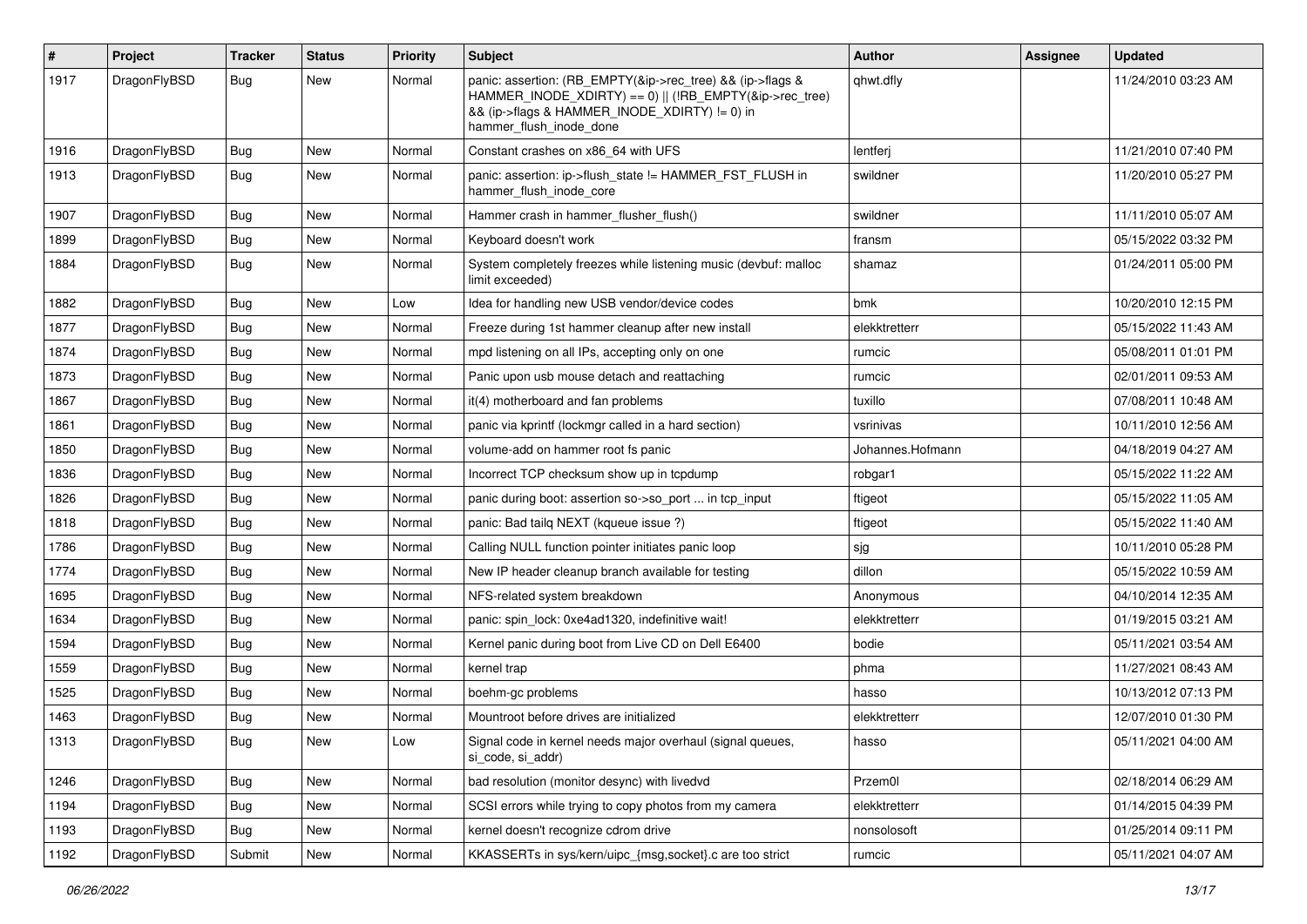| # | Project | Tracker | Status | Priority | Subject | Author | Assignee | Updated |
|---|---|---|---|---|---|---|---|---|
| 1917 | DragonFlyBSD | Bug | New | Normal | panic: assertion: (RB_EMPTY(&ip->rec_tree) && (ip->flags & HAMMER_INODE_XDIRTY) == 0) \|\| (!RB_EMPTY(&ip->rec_tree) && (ip->flags & HAMMER_INODE_XDIRTY) != 0) in hammer_flush_inode_done | qhwt.dfly | | 11/24/2010 03:23 AM |
| 1916 | DragonFlyBSD | Bug | New | Normal | Constant crashes on x86_64 with UFS | lentferj | | 11/21/2010 07:40 PM |
| 1913 | DragonFlyBSD | Bug | New | Normal | panic: assertion: ip->flush_state != HAMMER_FST_FLUSH in hammer_flush_inode_core | swildner | | 11/20/2010 05:27 PM |
| 1907 | DragonFlyBSD | Bug | New | Normal | Hammer crash in hammer_flusher_flush() | swildner | | 11/11/2010 05:07 AM |
| 1899 | DragonFlyBSD | Bug | New | Normal | Keyboard doesn't work | fransm | | 05/15/2022 03:32 PM |
| 1884 | DragonFlyBSD | Bug | New | Normal | System completely freezes while listening music (devbuf: malloc limit exceeded) | shamaz | | 01/24/2011 05:00 PM |
| 1882 | DragonFlyBSD | Bug | New | Low | Idea for handling new USB vendor/device codes | bmk | | 10/20/2010 12:15 PM |
| 1877 | DragonFlyBSD | Bug | New | Normal | Freeze during 1st hammer cleanup after new install | elekktretterr | | 05/15/2022 11:43 AM |
| 1874 | DragonFlyBSD | Bug | New | Normal | mpd listening on all IPs, accepting only on one | rumcic | | 05/08/2011 01:01 PM |
| 1873 | DragonFlyBSD | Bug | New | Normal | Panic upon usb mouse detach and reattaching | rumcic | | 02/01/2011 09:53 AM |
| 1867 | DragonFlyBSD | Bug | New | Normal | it(4) motherboard and fan problems | tuxillo | | 07/08/2011 10:48 AM |
| 1861 | DragonFlyBSD | Bug | New | Normal | panic via kprintf (lockmgr called in a hard section) | vsrinivas | | 10/11/2010 12:56 AM |
| 1850 | DragonFlyBSD | Bug | New | Normal | volume-add on hammer root fs panic | Johannes.Hofmann | | 04/18/2019 04:27 AM |
| 1836 | DragonFlyBSD | Bug | New | Normal | Incorrect TCP checksum show up in tcpdump | robgar1 | | 05/15/2022 11:22 AM |
| 1826 | DragonFlyBSD | Bug | New | Normal | panic during boot: assertion so->so_port ... in tcp_input | ftigeot | | 05/15/2022 11:05 AM |
| 1818 | DragonFlyBSD | Bug | New | Normal | panic: Bad tailq NEXT (kqueue issue ?) | ftigeot | | 05/15/2022 11:40 AM |
| 1786 | DragonFlyBSD | Bug | New | Normal | Calling NULL function pointer initiates panic loop | sjg | | 10/11/2010 05:28 PM |
| 1774 | DragonFlyBSD | Bug | New | Normal | New IP header cleanup branch available for testing | dillon | | 05/15/2022 10:59 AM |
| 1695 | DragonFlyBSD | Bug | New | Normal | NFS-related system breakdown | Anonymous | | 04/10/2014 12:35 AM |
| 1634 | DragonFlyBSD | Bug | New | Normal | panic: spin_lock: 0xe4ad1320, indefinitive wait! | elekktretterr | | 01/19/2015 03:21 AM |
| 1594 | DragonFlyBSD | Bug | New | Normal | Kernel panic during boot from Live CD on Dell E6400 | bodie | | 05/11/2021 03:54 AM |
| 1559 | DragonFlyBSD | Bug | New | Normal | kernel trap | phma | | 11/27/2021 08:43 AM |
| 1525 | DragonFlyBSD | Bug | New | Normal | boehm-gc problems | hasso | | 10/13/2012 07:13 PM |
| 1463 | DragonFlyBSD | Bug | New | Normal | Mountroot before drives are initialized | elekktretterr | | 12/07/2010 01:30 PM |
| 1313 | DragonFlyBSD | Bug | New | Low | Signal code in kernel needs major overhaul (signal queues, si_code, si_addr) | hasso | | 05/11/2021 04:00 AM |
| 1246 | DragonFlyBSD | Bug | New | Normal | bad resolution (monitor desync) with livedvd | Przem0l | | 02/18/2014 06:29 AM |
| 1194 | DragonFlyBSD | Bug | New | Normal | SCSI errors while trying to copy photos from my camera | elekktretterr | | 01/14/2015 04:39 PM |
| 1193 | DragonFlyBSD | Bug | New | Normal | kernel doesn't recognize cdrom drive | nonsolosoft | | 01/25/2014 09:11 PM |
| 1192 | DragonFlyBSD | Submit | New | Normal | KKASSERTs in sys/kern/uipc_{msg,socket}.c are too strict | rumcic | | 05/11/2021 04:07 AM |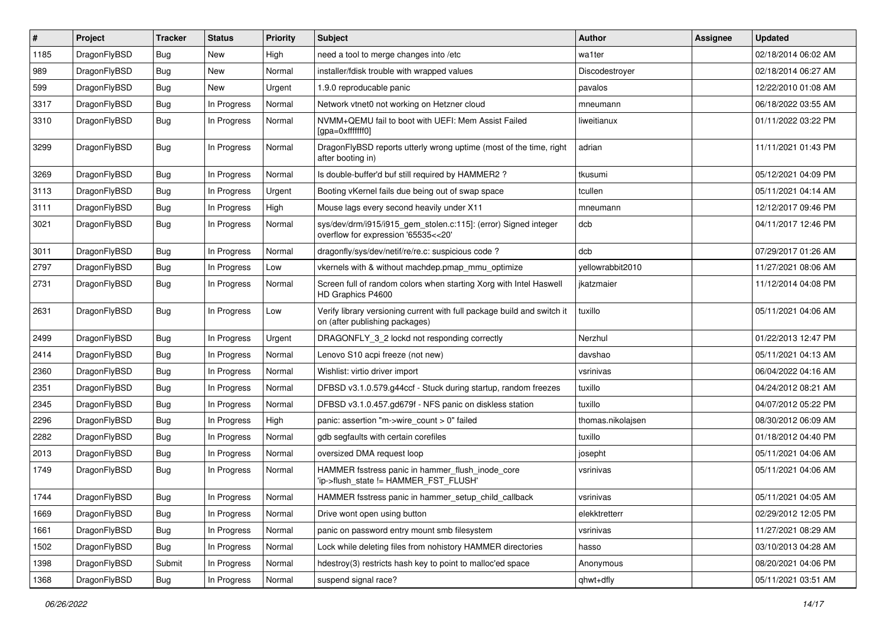| # | Project | Tracker | Status | Priority | Subject | Author | Assignee | Updated |
|---|---|---|---|---|---|---|---|---|
| 1185 | DragonFlyBSD | Bug | New | High | need a tool to merge changes into /etc | wa1ter | | 02/18/2014 06:02 AM |
| 989 | DragonFlyBSD | Bug | New | Normal | installer/fdisk trouble with wrapped values | Discodestroyer | | 02/18/2014 06:27 AM |
| 599 | DragonFlyBSD | Bug | New | Urgent | 1.9.0 reproducable panic | pavalos | | 12/22/2010 01:08 AM |
| 3317 | DragonFlyBSD | Bug | In Progress | Normal | Network vtnet0 not working on Hetzner cloud | mneumann | | 06/18/2022 03:55 AM |
| 3310 | DragonFlyBSD | Bug | In Progress | Normal | NVMM+QEMU fail to boot with UEFI: Mem Assist Failed [gpa=0xfffffff0] | liweitianux | | 01/11/2022 03:22 PM |
| 3299 | DragonFlyBSD | Bug | In Progress | Normal | DragonFlyBSD reports utterly wrong uptime (most of the time, right after booting in) | adrian | | 11/11/2021 01:43 PM |
| 3269 | DragonFlyBSD | Bug | In Progress | Normal | Is double-buffer'd buf still required by HAMMER2 ? | tkusumi | | 05/12/2021 04:09 PM |
| 3113 | DragonFlyBSD | Bug | In Progress | Urgent | Booting vKernel fails due being out of swap space | tcullen | | 05/11/2021 04:14 AM |
| 3111 | DragonFlyBSD | Bug | In Progress | High | Mouse lags every second heavily under X11 | mneumann | | 12/12/2017 09:46 PM |
| 3021 | DragonFlyBSD | Bug | In Progress | Normal | sys/dev/drm/i915/i915_gem_stolen.c:115]: (error) Signed integer overflow for expression '65535<<20' | dcb | | 04/11/2017 12:46 PM |
| 3011 | DragonFlyBSD | Bug | In Progress | Normal | dragonfly/sys/dev/netif/re/re.c: suspicious code ? | dcb | | 07/29/2017 01:26 AM |
| 2797 | DragonFlyBSD | Bug | In Progress | Low | vkernels with & without machdep.pmap_mmu_optimize | yellowrabbit2010 | | 11/27/2021 08:06 AM |
| 2731 | DragonFlyBSD | Bug | In Progress | Normal | Screen full of random colors when starting Xorg with Intel Haswell HD Graphics P4600 | jkatzmaier | | 11/12/2014 04:08 PM |
| 2631 | DragonFlyBSD | Bug | In Progress | Low | Verify library versioning current with full package build and switch it on (after publishing packages) | tuxillo | | 05/11/2021 04:06 AM |
| 2499 | DragonFlyBSD | Bug | In Progress | Urgent | DRAGONFLY_3_2 lockd not responding correctly | Nerzhul | | 01/22/2013 12:47 PM |
| 2414 | DragonFlyBSD | Bug | In Progress | Normal | Lenovo S10 acpi freeze (not new) | davshao | | 05/11/2021 04:13 AM |
| 2360 | DragonFlyBSD | Bug | In Progress | Normal | Wishlist: virtio driver import | vsrinivas | | 06/04/2022 04:16 AM |
| 2351 | DragonFlyBSD | Bug | In Progress | Normal | DFBSD v3.1.0.579.g44ccf - Stuck during startup, random freezes | tuxillo | | 04/24/2012 08:21 AM |
| 2345 | DragonFlyBSD | Bug | In Progress | Normal | DFBSD v3.1.0.457.gd679f - NFS panic on diskless station | tuxillo | | 04/07/2012 05:22 PM |
| 2296 | DragonFlyBSD | Bug | In Progress | High | panic: assertion "m->wire_count > 0" failed | thomas.nikolajsen | | 08/30/2012 06:09 AM |
| 2282 | DragonFlyBSD | Bug | In Progress | Normal | gdb segfaults with certain corefiles | tuxillo | | 01/18/2012 04:40 PM |
| 2013 | DragonFlyBSD | Bug | In Progress | Normal | oversized DMA request loop | josepht | | 05/11/2021 04:06 AM |
| 1749 | DragonFlyBSD | Bug | In Progress | Normal | HAMMER fsstress panic in hammer_flush_inode_core 'ip->flush_state != HAMMER_FST_FLUSH' | vsrinivas | | 05/11/2021 04:06 AM |
| 1744 | DragonFlyBSD | Bug | In Progress | Normal | HAMMER fsstress panic in hammer_setup_child_callback | vsrinivas | | 05/11/2021 04:05 AM |
| 1669 | DragonFlyBSD | Bug | In Progress | Normal | Drive wont open using button | elekktretterr | | 02/29/2012 12:05 PM |
| 1661 | DragonFlyBSD | Bug | In Progress | Normal | panic on password entry mount smb filesystem | vsrinivas | | 11/27/2021 08:29 AM |
| 1502 | DragonFlyBSD | Bug | In Progress | Normal | Lock while deleting files from nohistory HAMMER directories | hasso | | 03/10/2013 04:28 AM |
| 1398 | DragonFlyBSD | Submit | In Progress | Normal | hdestroy(3) restricts hash key to point to malloc'ed space | Anonymous | | 08/20/2021 04:06 PM |
| 1368 | DragonFlyBSD | Bug | In Progress | Normal | suspend signal race? | qhwt+dfly | | 05/11/2021 03:51 AM |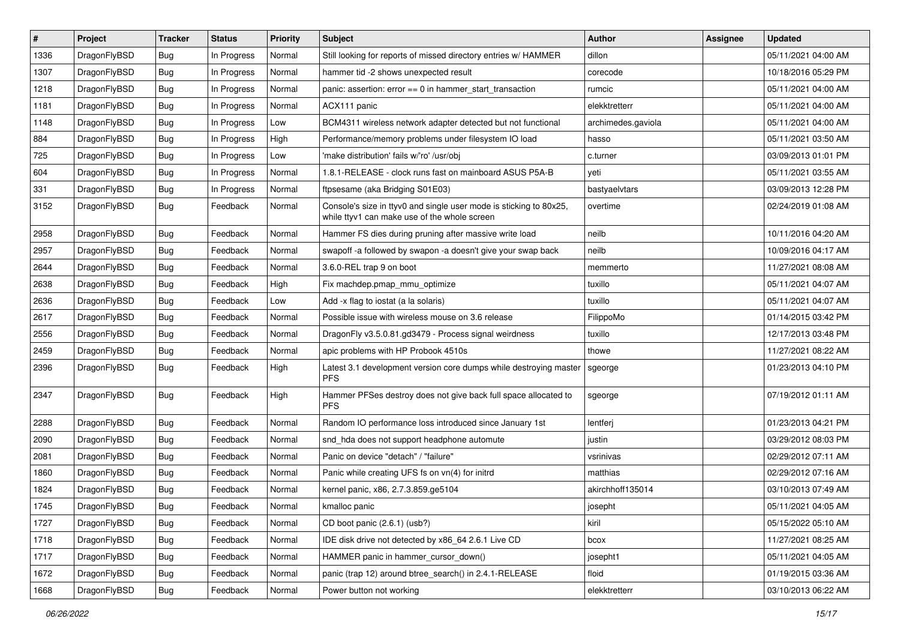| # | Project | Tracker | Status | Priority | Subject | Author | Assignee | Updated |
|---|---|---|---|---|---|---|---|---|
| 1336 | DragonFlyBSD | Bug | In Progress | Normal | Still looking for reports of missed directory entries w/ HAMMER | dillon | | 05/11/2021 04:00 AM |
| 1307 | DragonFlyBSD | Bug | In Progress | Normal | hammer tid -2 shows unexpected result | corecode | | 10/18/2016 05:29 PM |
| 1218 | DragonFlyBSD | Bug | In Progress | Normal | panic: assertion: error == 0 in hammer_start_transaction | rumcic | | 05/11/2021 04:00 AM |
| 1181 | DragonFlyBSD | Bug | In Progress | Normal | ACX111 panic | elekktretterr | | 05/11/2021 04:00 AM |
| 1148 | DragonFlyBSD | Bug | In Progress | Low | BCM4311 wireless network adapter detected but not functional | archimedes.gaviola | | 05/11/2021 04:00 AM |
| 884 | DragonFlyBSD | Bug | In Progress | High | Performance/memory problems under filesystem IO load | hasso | | 05/11/2021 03:50 AM |
| 725 | DragonFlyBSD | Bug | In Progress | Low | 'make distribution' fails w/'ro' /usr/obj | c.turner | | 03/09/2013 01:01 PM |
| 604 | DragonFlyBSD | Bug | In Progress | Normal | 1.8.1-RELEASE - clock runs fast on mainboard ASUS P5A-B | yeti | | 05/11/2021 03:55 AM |
| 331 | DragonFlyBSD | Bug | In Progress | Normal | ftpsesame (aka Bridging S01E03) | bastyaelvtars | | 03/09/2013 12:28 PM |
| 3152 | DragonFlyBSD | Bug | Feedback | Normal | Console's size in ttyv0 and single user mode is sticking to 80x25, while ttyv1 can make use of the whole screen | overtime | | 02/24/2019 01:08 AM |
| 2958 | DragonFlyBSD | Bug | Feedback | Normal | Hammer FS dies during pruning after massive write load | neilb | | 10/11/2016 04:20 AM |
| 2957 | DragonFlyBSD | Bug | Feedback | Normal | swapoff -a followed by swapon -a doesn't give your swap back | neilb | | 10/09/2016 04:17 AM |
| 2644 | DragonFlyBSD | Bug | Feedback | Normal | 3.6.0-REL trap 9 on boot | memmerto | | 11/27/2021 08:08 AM |
| 2638 | DragonFlyBSD | Bug | Feedback | High | Fix machdep.pmap_mmu_optimize | tuxillo | | 05/11/2021 04:07 AM |
| 2636 | DragonFlyBSD | Bug | Feedback | Low | Add -x flag to iostat (a la solaris) | tuxillo | | 05/11/2021 04:07 AM |
| 2617 | DragonFlyBSD | Bug | Feedback | Normal | Possible issue with wireless mouse on 3.6 release | FilippoMo | | 01/14/2015 03:42 PM |
| 2556 | DragonFlyBSD | Bug | Feedback | Normal | DragonFly v3.5.0.81.gd3479 - Process signal weirdness | tuxillo | | 12/17/2013 03:48 PM |
| 2459 | DragonFlyBSD | Bug | Feedback | Normal | apic problems with HP Probook 4510s | thowe | | 11/27/2021 08:22 AM |
| 2396 | DragonFlyBSD | Bug | Feedback | High | Latest 3.1 development version core dumps while destroying master PFS | sgeorge | | 01/23/2013 04:10 PM |
| 2347 | DragonFlyBSD | Bug | Feedback | High | Hammer PFSes destroy does not give back full space allocated to PFS | sgeorge | | 07/19/2012 01:11 AM |
| 2288 | DragonFlyBSD | Bug | Feedback | Normal | Random IO performance loss introduced since January 1st | lentferj | | 01/23/2013 04:21 PM |
| 2090 | DragonFlyBSD | Bug | Feedback | Normal | snd_hda does not support headphone automute | justin | | 03/29/2012 08:03 PM |
| 2081 | DragonFlyBSD | Bug | Feedback | Normal | Panic on device "detach" / "failure" | vsrinivas | | 02/29/2012 07:11 AM |
| 1860 | DragonFlyBSD | Bug | Feedback | Normal | Panic while creating UFS fs on vn(4) for initrd | matthias | | 02/29/2012 07:16 AM |
| 1824 | DragonFlyBSD | Bug | Feedback | Normal | kernel panic, x86, 2.7.3.859.ge5104 | akirchhoff135014 | | 03/10/2013 07:49 AM |
| 1745 | DragonFlyBSD | Bug | Feedback | Normal | kmalloc panic | josepht | | 05/11/2021 04:05 AM |
| 1727 | DragonFlyBSD | Bug | Feedback | Normal | CD boot panic (2.6.1) (usb?) | kiril | | 05/15/2022 05:10 AM |
| 1718 | DragonFlyBSD | Bug | Feedback | Normal | IDE disk drive not detected by x86_64 2.6.1 Live CD | bcox | | 11/27/2021 08:25 AM |
| 1717 | DragonFlyBSD | Bug | Feedback | Normal | HAMMER panic in hammer_cursor_down() | josepht1 | | 05/11/2021 04:05 AM |
| 1672 | DragonFlyBSD | Bug | Feedback | Normal | panic (trap 12) around btree_search() in 2.4.1-RELEASE | floid | | 01/19/2015 03:36 AM |
| 1668 | DragonFlyBSD | Bug | Feedback | Normal | Power button not working | elekktretterr | | 03/10/2013 06:22 AM |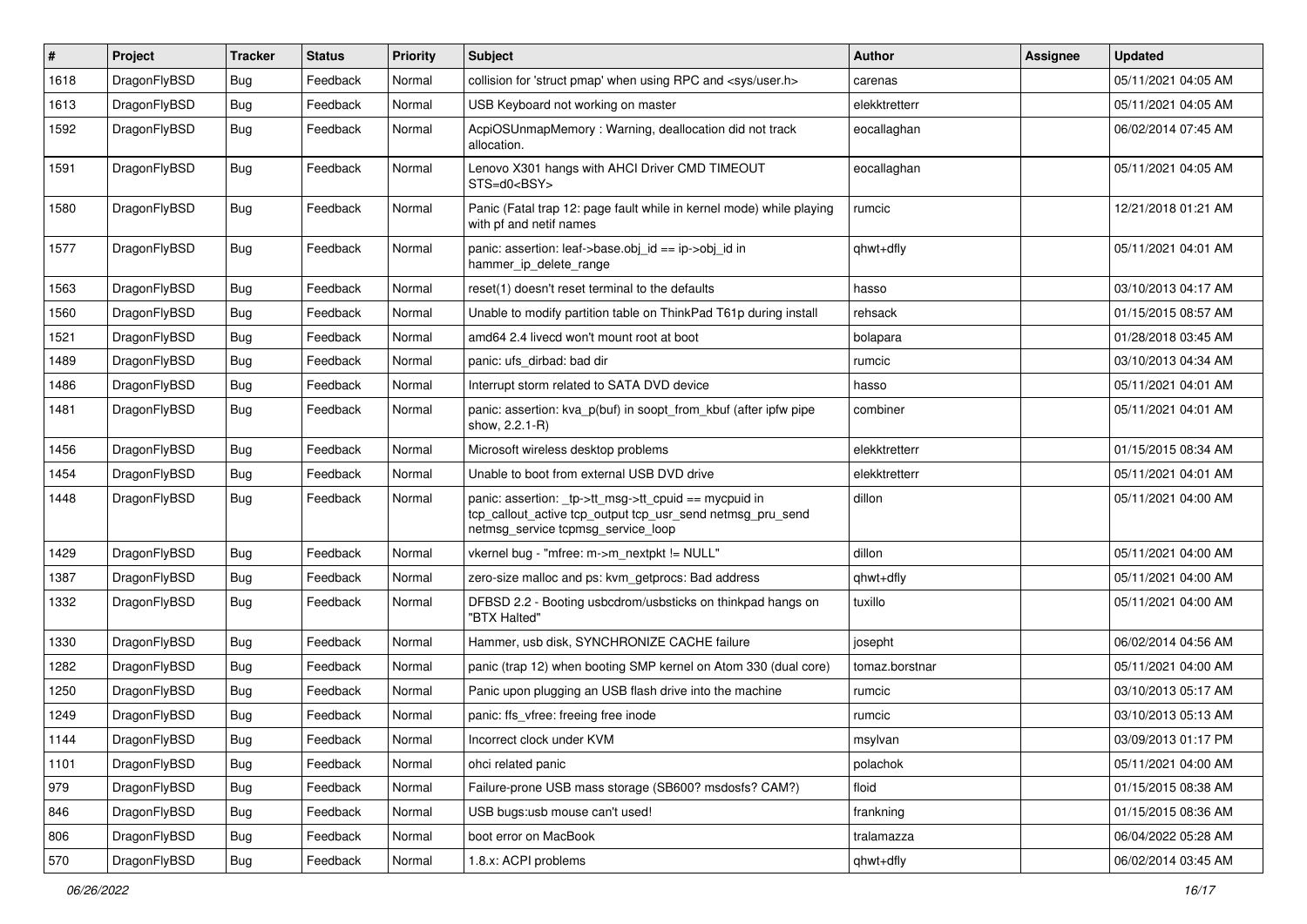| # | Project | Tracker | Status | Priority | Subject | Author | Assignee | Updated |
| --- | --- | --- | --- | --- | --- | --- | --- | --- |
| 1618 | DragonFlyBSD | Bug | Feedback | Normal | collision for 'struct pmap' when using RPC and <sys/user.h> | carenas | | 05/11/2021 04:05 AM |
| 1613 | DragonFlyBSD | Bug | Feedback | Normal | USB Keyboard not working on master | elekktretterr | | 05/11/2021 04:05 AM |
| 1592 | DragonFlyBSD | Bug | Feedback | Normal | AcpiOSUnmapMemory : Warning, deallocation did not track allocation. | eocallaghan | | 06/02/2014 07:45 AM |
| 1591 | DragonFlyBSD | Bug | Feedback | Normal | Lenovo X301 hangs with AHCI Driver CMD TIMEOUT STS=d0<BSY> | eocallaghan | | 05/11/2021 04:05 AM |
| 1580 | DragonFlyBSD | Bug | Feedback | Normal | Panic (Fatal trap 12: page fault while in kernel mode) while playing with pf and netif names | rumcic | | 12/21/2018 01:21 AM |
| 1577 | DragonFlyBSD | Bug | Feedback | Normal | panic: assertion: leaf->base.obj_id == ip->obj_id in hammer_ip_delete_range | qhwt+dfly | | 05/11/2021 04:01 AM |
| 1563 | DragonFlyBSD | Bug | Feedback | Normal | reset(1) doesn't reset terminal to the defaults | hasso | | 03/10/2013 04:17 AM |
| 1560 | DragonFlyBSD | Bug | Feedback | Normal | Unable to modify partition table on ThinkPad T61p during install | rehsack | | 01/15/2015 08:57 AM |
| 1521 | DragonFlyBSD | Bug | Feedback | Normal | amd64 2.4 livecd won't mount root at boot | bolapara | | 01/28/2018 03:45 AM |
| 1489 | DragonFlyBSD | Bug | Feedback | Normal | panic: ufs_dirbad: bad dir | rumcic | | 03/10/2013 04:34 AM |
| 1486 | DragonFlyBSD | Bug | Feedback | Normal | Interrupt storm related to SATA DVD device | hasso | | 05/11/2021 04:01 AM |
| 1481 | DragonFlyBSD | Bug | Feedback | Normal | panic: assertion: kva_p(buf) in soopt_from_kbuf (after ipfw pipe show, 2.2.1-R) | combiner | | 05/11/2021 04:01 AM |
| 1456 | DragonFlyBSD | Bug | Feedback | Normal | Microsoft wireless desktop problems | elekktretterr | | 01/15/2015 08:34 AM |
| 1454 | DragonFlyBSD | Bug | Feedback | Normal | Unable to boot from external USB DVD drive | elekktretterr | | 05/11/2021 04:01 AM |
| 1448 | DragonFlyBSD | Bug | Feedback | Normal | panic: assertion: _tp->tt_msg->tt_cpuid == mycpuid in tcp_callout_active tcp_output tcp_usr_send netmsg_pru_send netmsg_service tcpmsg_service_loop | dillon | | 05/11/2021 04:00 AM |
| 1429 | DragonFlyBSD | Bug | Feedback | Normal | vkernel bug - "mfree: m->m_nextpkt != NULL" | dillon | | 05/11/2021 04:00 AM |
| 1387 | DragonFlyBSD | Bug | Feedback | Normal | zero-size malloc and ps: kvm_getprocs: Bad address | qhwt+dfly | | 05/11/2021 04:00 AM |
| 1332 | DragonFlyBSD | Bug | Feedback | Normal | DFBSD 2.2 - Booting usbcdrom/usbsticks on thinkpad hangs on "BTX Halted" | tuxillo | | 05/11/2021 04:00 AM |
| 1330 | DragonFlyBSD | Bug | Feedback | Normal | Hammer, usb disk, SYNCHRONIZE CACHE failure | josepht | | 06/02/2014 04:56 AM |
| 1282 | DragonFlyBSD | Bug | Feedback | Normal | panic (trap 12) when booting SMP kernel on Atom 330 (dual core) | tomaz.borstnar | | 05/11/2021 04:00 AM |
| 1250 | DragonFlyBSD | Bug | Feedback | Normal | Panic upon plugging an USB flash drive into the machine | rumcic | | 03/10/2013 05:17 AM |
| 1249 | DragonFlyBSD | Bug | Feedback | Normal | panic: ffs_vfree: freeing free inode | rumcic | | 03/10/2013 05:13 AM |
| 1144 | DragonFlyBSD | Bug | Feedback | Normal | Incorrect clock under KVM | msylvan | | 03/09/2013 01:17 PM |
| 1101 | DragonFlyBSD | Bug | Feedback | Normal | ohci related panic | polachok | | 05/11/2021 04:00 AM |
| 979 | DragonFlyBSD | Bug | Feedback | Normal | Failure-prone USB mass storage (SB600? msdosfs? CAM?) | floid | | 01/15/2015 08:38 AM |
| 846 | DragonFlyBSD | Bug | Feedback | Normal | USB bugs:usb mouse can't used! | frankning | | 01/15/2015 08:36 AM |
| 806 | DragonFlyBSD | Bug | Feedback | Normal | boot error on MacBook | tralamazza | | 06/04/2022 05:28 AM |
| 570 | DragonFlyBSD | Bug | Feedback | Normal | 1.8.x: ACPI problems | qhwt+dfly | | 06/02/2014 03:45 AM |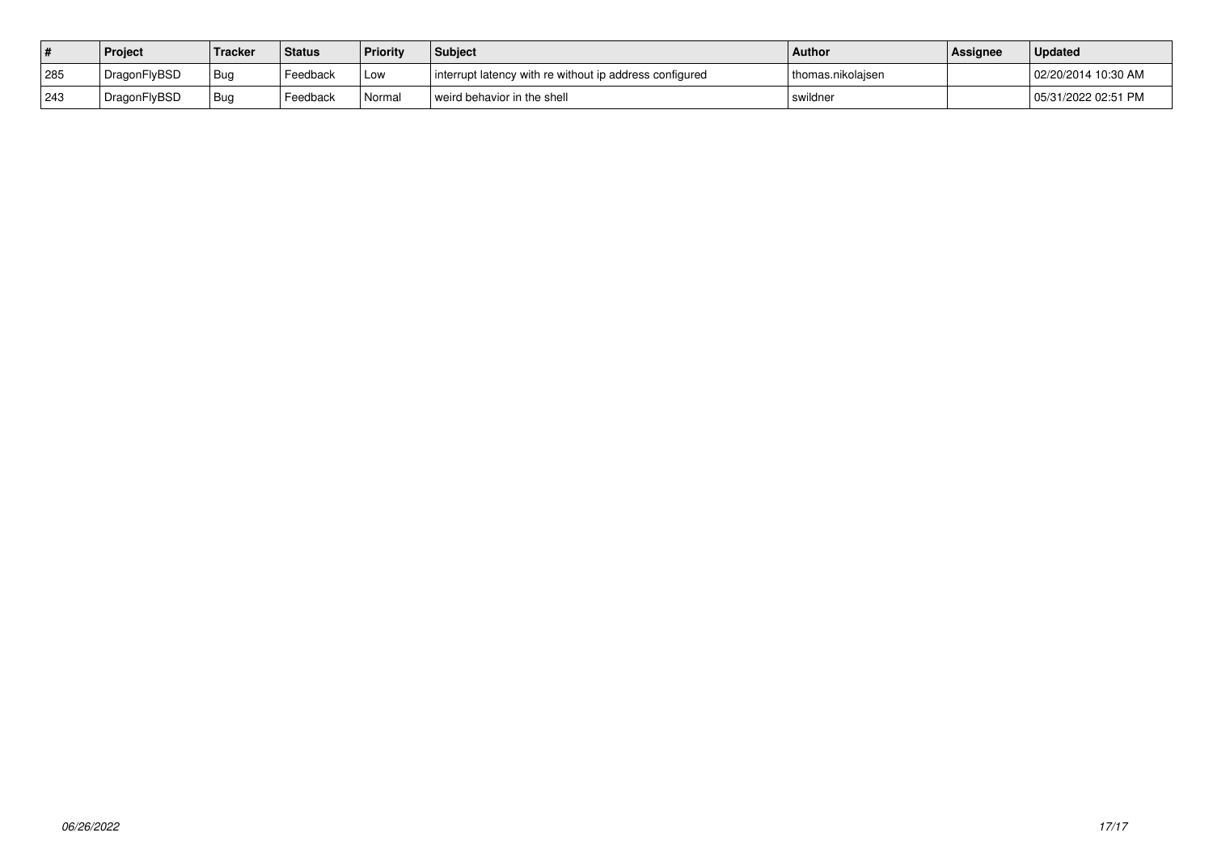| # | Project | Tracker | Status | Priority | Subject | Author | Assignee | Updated |
|---|---|---|---|---|---|---|---|---|
| 285 | DragonFlyBSD | Bug | Feedback | Low | interrupt latency with re without ip address configured | thomas.nikolajsen | | 02/20/2014 10:30 AM |
| 243 | DragonFlyBSD | Bug | Feedback | Normal | weird behavior in the shell | swildner | | 05/31/2022 02:51 PM |